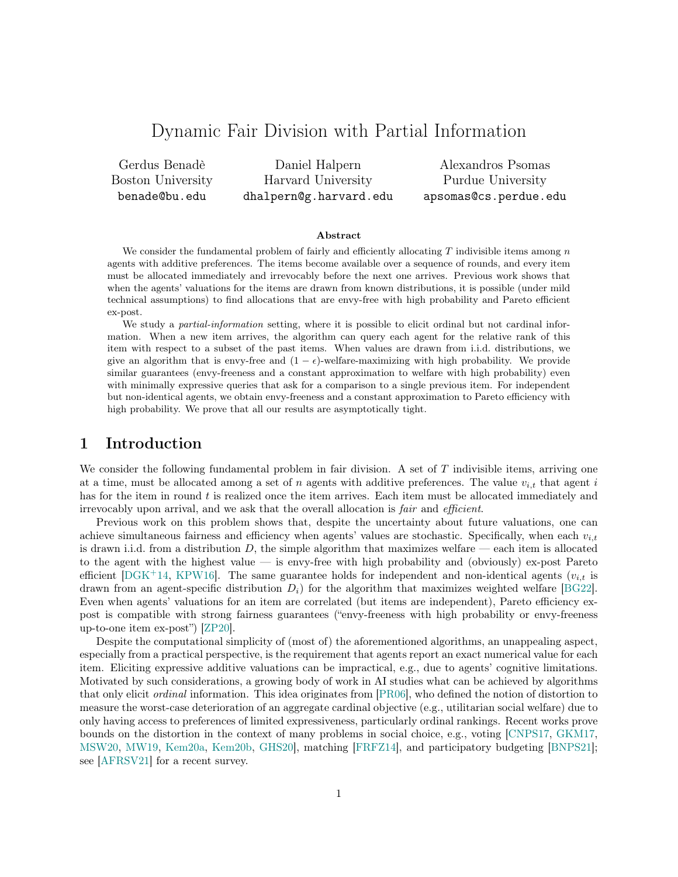# Dynamic Fair Division with Partial Information

Gerdus Benadè
Boston University
benade@bu.edu

Daniel Halpern
Harvard University
dhalpern@g.harvard.edu

Alexandros Psomas
Purdue University
apsomas@cs.perdue.edu

### Abstract

We consider the fundamental problem of fairly and efficiently allocating $T$ indivisible items among $n$ agents with additive preferences. The items become available over a sequence of rounds, and every item must be allocated immediately and irrevocably before the next one arrives. Previous work shows that when the agents' valuations for the items are drawn from known distributions, it is possible (under mild technical assumptions) to find allocations that are envy-free with high probability and Pareto efficient ex-post.

We study a *partial-information* setting, where it is possible to elicit ordinal but not cardinal information. When a new item arrives, the algorithm can query each agent for the relative rank of this item with respect to a subset of the past items. When values are drawn from i.i.d. distributions, we give an algorithm that is envy-free and $(1-\epsilon)$-welfare-maximizing with high probability. We provide similar guarantees (envy-freeness and a constant approximation to welfare with high probability) even with minimally expressive queries that ask for a comparison to a single previous item. For independent but non-identical agents, we obtain envy-freeness and a constant approximation to Pareto efficiency with high probability. We prove that all our results are asymptotically tight.

## 1 Introduction

We consider the following fundamental problem in fair division. A set of $T$ indivisible items, arriving one at a time, must be allocated among a set of $n$ agents with additive preferences. The value $v_{i,t}$ that agent $i$ has for the item in round $t$ is realized once the item arrives. Each item must be allocated immediately and irrevocably upon arrival, and we ask that the overall allocation is *fair* and *efficient*.

Previous work on this problem shows that, despite the uncertainty about future valuations, one can achieve simultaneous fairness and efficiency when agents' values are stochastic. Specifically, when each $v_{i,t}$ is drawn i.i.d. from a distribution $D$, the simple algorithm that maximizes welfare — each item is allocated to the agent with the highest value — is envy-free with high probability and (obviously) ex-post Pareto efficient [DGK+14, KPW16]. The same guarantee holds for independent and non-identical agents ($v_{i,t}$ is drawn from an agent-specific distribution $D_i$) for the algorithm that maximizes weighted welfare [BG22]. Even when agents' valuations for an item are correlated (but items are independent), Pareto efficiency ex-post is compatible with strong fairness guarantees ("envy-freeness with high probability or envy-freeness up-to-one item ex-post") [ZP20].

Despite the computational simplicity of (most of) the aforementioned algorithms, an unappealing aspect, especially from a practical perspective, is the requirement that agents report an exact numerical value for each item. Eliciting expressive additive valuations can be impractical, e.g., due to agents' cognitive limitations. Motivated by such considerations, a growing body of work in AI studies what can be achieved by algorithms that only elicit *ordinal* information. This idea originates from [PR06], who defined the notion of distortion to measure the worst-case deterioration of an aggregate cardinal objective (e.g., utilitarian social welfare) due to only having access to preferences of limited expressiveness, particularly ordinal rankings. Recent works prove bounds on the distortion in the context of many problems in social choice, e.g., voting [CNPS17, GKM17, MSW20, MW19, Kem20a, Kem20b, GHS20], matching [FRFZ14], and participatory budgeting [BNPS21]; see [AFRSV21] for a recent survey.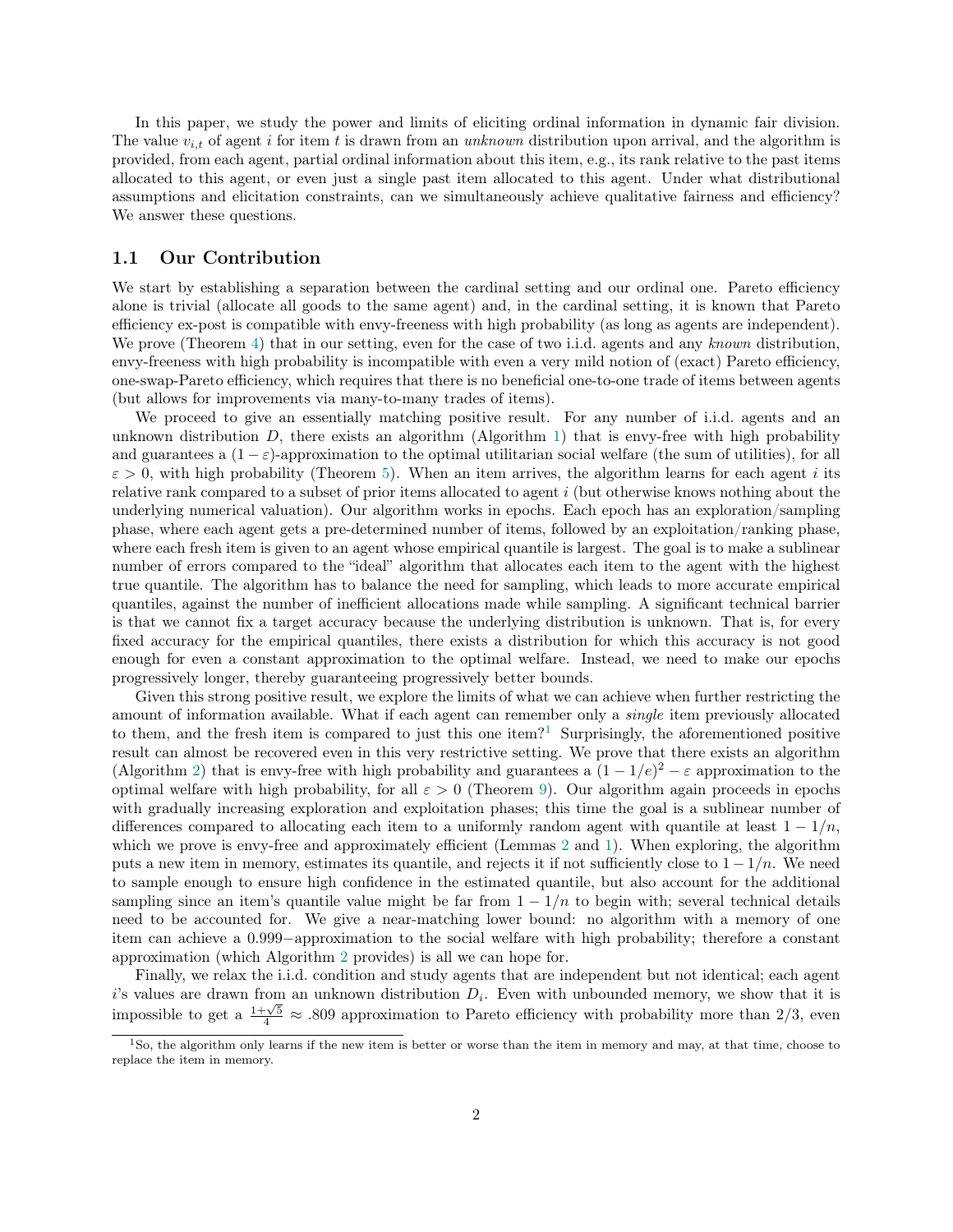In this paper, we study the power and limits of eliciting ordinal information in dynamic fair division. The value $v_{i,t}$ of agent $i$ for item $t$ is drawn from an *unknown* distribution upon arrival, and the algorithm is provided, from each agent, partial ordinal information about this item, e.g., its rank relative to the past items allocated to this agent, or even just a single past item allocated to this agent. Under what distributional assumptions and elicitation constraints, can we simultaneously achieve qualitative fairness and efficiency? We answer these questions.

## 1.1 Our Contribution

We start by establishing a separation between the cardinal setting and our ordinal one. Pareto efficiency alone is trivial (allocate all goods to the same agent) and, in the cardinal setting, it is known that Pareto efficiency ex-post is compatible with envy-freeness with high probability (as long as agents are independent). We prove (Theorem 4) that in our setting, even for the case of two i.i.d. agents and any *known* distribution, envy-freeness with high probability is incompatible with even a very mild notion of (exact) Pareto efficiency, one-swap-Pareto efficiency, which requires that there is no beneficial one-to-one trade of items between agents (but allows for improvements via many-to-many trades of items).

We proceed to give an essentially matching positive result. For any number of i.i.d. agents and an unknown distribution $D$, there exists an algorithm (Algorithm 1) that is envy-free with high probability and guarantees a $(1-\varepsilon)$-approximation to the optimal utilitarian social welfare (the sum of utilities), for all $\varepsilon > 0$, with high probability (Theorem 5). When an item arrives, the algorithm learns for each agent $i$ its relative rank compared to a subset of prior items allocated to agent $i$ (but otherwise knows nothing about the underlying numerical valuation). Our algorithm works in epochs. Each epoch has an exploration/sampling phase, where each agent gets a pre-determined number of items, followed by an exploitation/ranking phase, where each fresh item is given to an agent whose empirical quantile is largest. The goal is to make a sublinear number of errors compared to the "ideal" algorithm that allocates each item to the agent with the highest true quantile. The algorithm has to balance the need for sampling, which leads to more accurate empirical quantiles, against the number of inefficient allocations made while sampling. A significant technical barrier is that we cannot fix a target accuracy because the underlying distribution is unknown. That is, for every fixed accuracy for the empirical quantiles, there exists a distribution for which this accuracy is not good enough for even a constant approximation to the optimal welfare. Instead, we need to make our epochs progressively longer, thereby guaranteeing progressively better bounds.

Given this strong positive result, we explore the limits of what we can achieve when further restricting the amount of information available. What if each agent can remember only a *single* item previously allocated to them, and the fresh item is compared to just this one item?[1] Surprisingly, the aforementioned positive result can almost be recovered even in this very restrictive setting. We prove that there exists an algorithm (Algorithm 2) that is envy-free with high probability and guarantees a $(1-1/e)^2 - \varepsilon$ approximation to the optimal welfare with high probability, for all $\varepsilon > 0$ (Theorem 9). Our algorithm again proceeds in epochs with gradually increasing exploration and exploitation phases; this time the goal is a sublinear number of differences compared to allocating each item to a uniformly random agent with quantile at least $1 - 1/n$, which we prove is envy-free and approximately efficient (Lemmas 2 and 1). When exploring, the algorithm puts a new item in memory, estimates its quantile, and rejects it if not sufficiently close to $1 - 1/n$. We need to sample enough to ensure high confidence in the estimated quantile, but also account for the additional sampling since an item's quantile value might be far from $1 - 1/n$ to begin with; several technical details need to be accounted for. We give a near-matching lower bound: no algorithm with a memory of one item can achieve a 0.999−approximation to the social welfare with high probability; therefore a constant approximation (which Algorithm 2 provides) is all we can hope for.

Finally, we relax the i.i.d. condition and study agents that are independent but not identical; each agent $i$'s values are drawn from an unknown distribution $D_i$. Even with unbounded memory, we show that it is impossible to get a $\frac{1+\sqrt{5}}{4} \approx .809$ approximation to Pareto efficiency with probability more than 2/3, even

[1] So, the algorithm only learns if the new item is better or worse than the item in memory and may, at that time, choose to replace the item in memory.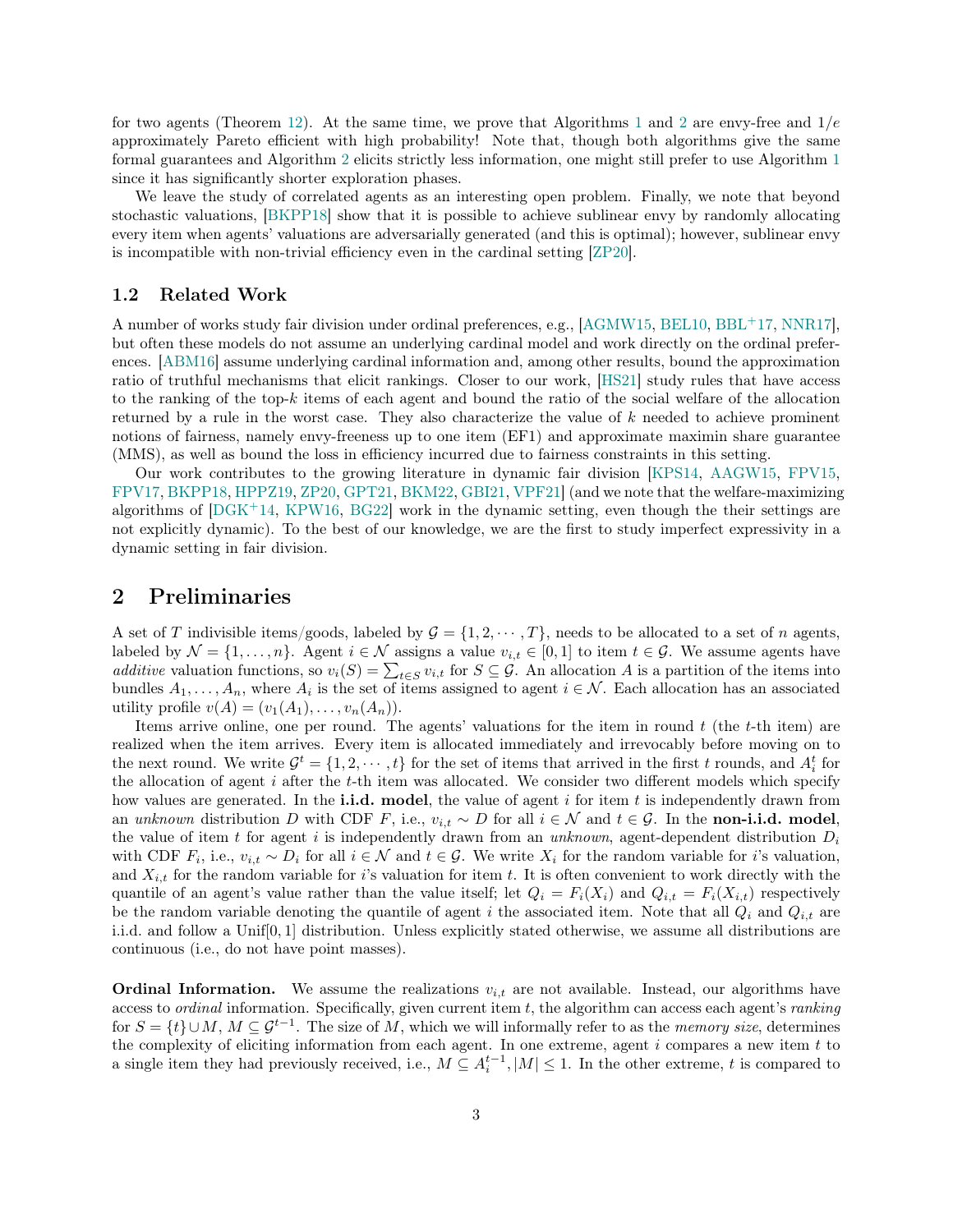for two agents (Theorem 12). At the same time, we prove that Algorithms 1 and 2 are envy-free and $1/e$ approximately Pareto efficient with high probability! Note that, though both algorithms give the same formal guarantees and Algorithm 2 elicits strictly less information, one might still prefer to use Algorithm 1 since it has significantly shorter exploration phases.

We leave the study of correlated agents as an interesting open problem. Finally, we note that beyond stochastic valuations, [BKPP18] show that it is possible to achieve sublinear envy by randomly allocating every item when agents' valuations are adversarially generated (and this is optimal); however, sublinear envy is incompatible with non-trivial efficiency even in the cardinal setting [ZP20].

### 1.2 Related Work

A number of works study fair division under ordinal preferences, e.g., [AGMW15, BEL10, BBL+17, NNR17], but often these models do not assume an underlying cardinal model and work directly on the ordinal preferences. [ABM16] assume underlying cardinal information and, among other results, bound the approximation ratio of truthful mechanisms that elicit rankings. Closer to our work, [HS21] study rules that have access to the ranking of the top-$k$ items of each agent and bound the ratio of the social welfare of the allocation returned by a rule in the worst case. They also characterize the value of $k$ needed to achieve prominent notions of fairness, namely envy-freeness up to one item (EF1) and approximate maximin share guarantee (MMS), as well as bound the loss in efficiency incurred due to fairness constraints in this setting.

Our work contributes to the growing literature in dynamic fair division [KPS14, AAGW15, FPV15, FPV17, BKPP18, HPPZ19, ZP20, GPT21, BKM22, GBI21, VPF21] (and we note that the welfare-maximizing algorithms of [DGK+14, KPW16, BG22] work in the dynamic setting, even though the their settings are not explicitly dynamic). To the best of our knowledge, we are the first to study imperfect expressivity in a dynamic setting in fair division.

## 2 Preliminaries

A set of $T$ indivisible items/goods, labeled by $\mathcal{G} = \{1, 2, \cdots, T\}$, needs to be allocated to a set of $n$ agents, labeled by $\mathcal{N} = \{1, \ldots, n\}$. Agent $i \in \mathcal{N}$ assigns a value $v_{i,t} \in [0, 1]$ to item $t \in \mathcal{G}$. We assume agents have *additive* valuation functions, so $v_i(S) = \sum_{t \in S} v_{i,t}$ for $S \subseteq \mathcal{G}$. An allocation $A$ is a partition of the items into bundles $A_1, \ldots, A_n$, where $A_i$ is the set of items assigned to agent $i \in \mathcal{N}$. Each allocation has an associated utility profile $v(A) = (v_1(A_1), \ldots, v_n(A_n))$.

Items arrive online, one per round. The agents' valuations for the item in round $t$ (the $t$-th item) are realized when the item arrives. Every item is allocated immediately and irrevocably before moving on to the next round. We write $\mathcal{G}^t = \{1, 2, \cdots, t\}$ for the set of items that arrived in the first $t$ rounds, and $A_i^t$ for the allocation of agent $i$ after the $t$-th item was allocated. We consider two different models which specify how values are generated. In the **i.i.d. model**, the value of agent $i$ for item $t$ is independently drawn from an *unknown* distribution $D$ with CDF $F$, i.e., $v_{i,t} \sim D$ for all $i \in \mathcal{N}$ and $t \in \mathcal{G}$. In the **non-i.i.d. model**, the value of item $t$ for agent $i$ is independently drawn from an *unknown*, agent-dependent distribution $D_i$ with CDF $F_i$, i.e., $v_{i,t} \sim D_i$ for all $i \in \mathcal{N}$ and $t \in \mathcal{G}$. We write $X_i$ for the random variable for $i$'s valuation, and $X_{i,t}$ for the random variable for $i$'s valuation for item $t$. It is often convenient to work directly with the quantile of an agent's value rather than the value itself; let $Q_i = F_i(X_i)$ and $Q_{i,t} = F_i(X_{i,t})$ respectively be the random variable denoting the quantile of agent $i$ the associated item. Note that all $Q_i$ and $Q_{i,t}$ are i.i.d. and follow a Unif$[0, 1]$ distribution. Unless explicitly stated otherwise, we assume all distributions are continuous (i.e., do not have point masses).

**Ordinal Information.** We assume the realizations $v_{i,t}$ are not available. Instead, our algorithms have access to *ordinal* information. Specifically, given current item $t$, the algorithm can access each agent's *ranking* for $S = \{t\} \cup M$, $M \subseteq \mathcal{G}^{t-1}$. The size of $M$, which we will informally refer to as the *memory size*, determines the complexity of eliciting information from each agent. In one extreme, agent $i$ compares a new item $t$ to a single item they had previously received, i.e., $M \subseteq A_i^{t-1}, |M| \leq 1$. In the other extreme, $t$ is compared to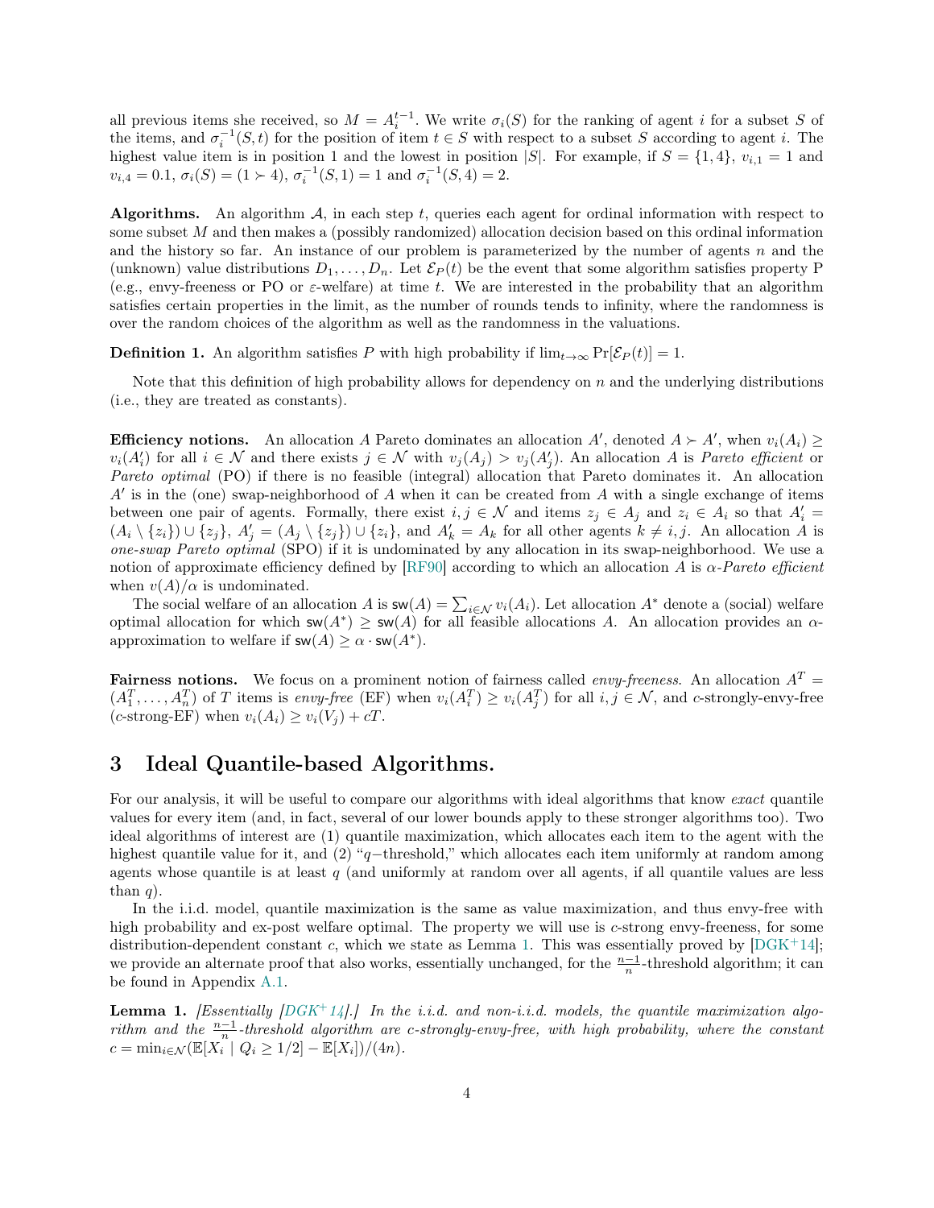all previous items she received, so $M = A_i^{t-1}$. We write $\sigma_i(S)$ for the ranking of agent $i$ for a subset $S$ of the items, and $\sigma_i^{-1}(S,t)$ for the position of item $t \in S$ with respect to a subset $S$ according to agent $i$. The highest value item is in position 1 and the lowest in position $|S|$. For example, if $S = \{1, 4\}$, $v_{i,1} = 1$ and $v_{i,4} = 0.1$, $\sigma_i(S) = (1 \succ 4)$, $\sigma_i^{-1}(S, 1) = 1$ and $\sigma_i^{-1}(S, 4) = 2$.

**Algorithms.** An algorithm $\mathcal{A}$, in each step $t$, queries each agent for ordinal information with respect to some subset $M$ and then makes a (possibly randomized) allocation decision based on this ordinal information and the history so far. An instance of our problem is parameterized by the number of agents $n$ and the (unknown) value distributions $D_1, \ldots, D_n$. Let $\mathcal{E}_P(t)$ be the event that some algorithm satisfies property P (e.g., envy-freeness or PO or $\varepsilon$-welfare) at time $t$. We are interested in the probability that an algorithm satisfies certain properties in the limit, as the number of rounds tends to infinity, where the randomness is over the random choices of the algorithm as well as the randomness in the valuations.

**Definition 1.** An algorithm satisfies $P$ with high probability if $\lim_{t\to\infty} \Pr[\mathcal{E}_P(t)] = 1$.

Note that this definition of high probability allows for dependency on $n$ and the underlying distributions (i.e., they are treated as constants).

**Efficiency notions.** An allocation $A$ Pareto dominates an allocation $A'$, denoted $A \succ A'$, when $v_i(A_i) \geq v_i(A'_i)$ for all $i \in \mathcal{N}$ and there exists $j \in \mathcal{N}$ with $v_j(A_j) > v_j(A'_j)$. An allocation $A$ is *Pareto efficient* or *Pareto optimal* (PO) if there is no feasible (integral) allocation that Pareto dominates it. An allocation $A'$ is in the (one) swap-neighborhood of $A$ when it can be created from $A$ with a single exchange of items between one pair of agents. Formally, there exist $i, j \in \mathcal{N}$ and items $z_j \in A_j$ and $z_i \in A_i$ so that $A'_i = (A_i \setminus \{z_i\}) \cup \{z_j\}$, $A'_j = (A_j \setminus \{z_j\}) \cup \{z_i\}$, and $A'_k = A_k$ for all other agents $k \neq i, j$. An allocation $A$ is *one-swap Pareto optimal* (SPO) if it is undominated by any allocation in its swap-neighborhood. We use a notion of approximate efficiency defined by [RF90] according to which an allocation $A$ is $\alpha$-*Pareto efficient* when $v(A)/\alpha$ is undominated.

The social welfare of an allocation $A$ is $\mathsf{sw}(A) = \sum_{i\in\mathcal{N}} v_i(A_i)$. Let allocation $A^*$ denote a (social) welfare optimal allocation for which $\mathsf{sw}(A^*) \geq \mathsf{sw}(A)$ for all feasible allocations $A$. An allocation provides an $\alpha$-approximation to welfare if $\mathsf{sw}(A) \geq \alpha \cdot \mathsf{sw}(A^*)$.

**Fairness notions.** We focus on a prominent notion of fairness called *envy-freeness*. An allocation $A^T = (A_1^T, \ldots, A_n^T)$ of $T$ items is *envy-free* (EF) when $v_i(A_i^T) \geq v_i(A_j^T)$ for all $i, j \in \mathcal{N}$, and $c$-strongly-envy-free ($c$-strong-EF) when $v_i(A_i) \geq v_i(V_j) + cT$.

# 3 Ideal Quantile-based Algorithms.

For our analysis, it will be useful to compare our algorithms with ideal algorithms that know *exact* quantile values for every item (and, in fact, several of our lower bounds apply to these stronger algorithms too). Two ideal algorithms of interest are (1) quantile maximization, which allocates each item to the agent with the highest quantile value for it, and (2) "$q$−threshold," which allocates each item uniformly at random among agents whose quantile is at least $q$ (and uniformly at random over all agents, if all quantile values are less than $q$).

In the i.i.d. model, quantile maximization is the same as value maximization, and thus envy-free with high probability and ex-post welfare optimal. The property we will use is $c$-strong envy-freeness, for some distribution-dependent constant $c$, which we state as Lemma 1. This was essentially proved by [DGK+14]; we provide an alternate proof that also works, essentially unchanged, for the $\frac{n-1}{n}$-threshold algorithm; it can be found in Appendix A.1.

**Lemma 1.** *[Essentially [DGK+14].] In the i.i.d. and non-i.i.d. models, the quantile maximization algorithm and the $\frac{n-1}{n}$-threshold algorithm are $c$-strongly-envy-free, with high probability, where the constant $c = \min_{i\in\mathcal{N}}(\mathbb{E}[X_i \mid Q_i \geq 1/2] - \mathbb{E}[X_i])/(4n)$.*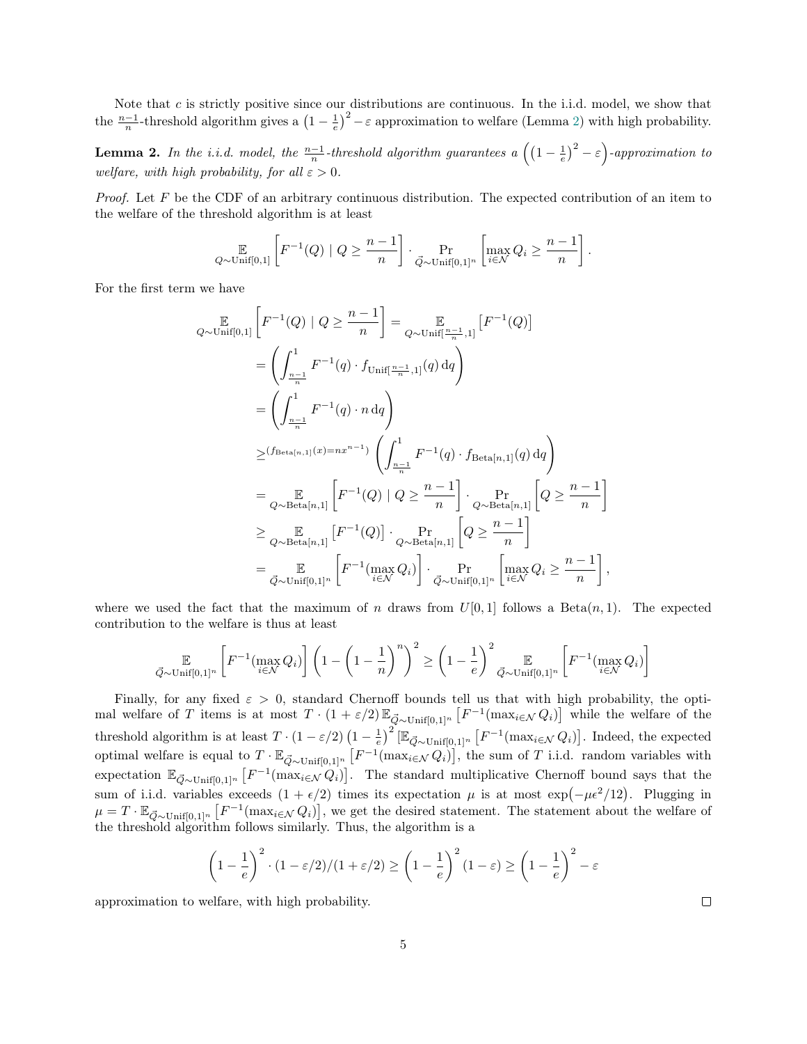Note that $c$ is strictly positive since our distributions are continuous. In the i.i.d. model, we show that the $\frac{n-1}{n}$-threshold algorithm gives a $\left(1-\frac{1}{e}\right)^2 - \varepsilon$ approximation to welfare (Lemma 2) with high probability.

**Lemma 2.** *In the i.i.d. model, the $\frac{n-1}{n}$-threshold algorithm guarantees a $\left(\left(1-\frac{1}{e}\right)^2 - \varepsilon\right)$-approximation to welfare, with high probability, for all $\varepsilon > 0$.*

*Proof.* Let $F$ be the CDF of an arbitrary continuous distribution. The expected contribution of an item to the welfare of the threshold algorithm is at least

$$\mathop{\mathbb{E}}_{Q\sim\mathrm{Unif}[0,1]}\left[F^{-1}(Q) \mid Q \geq \frac{n-1}{n}\right] \cdot \Pr_{\vec{Q}\sim\mathrm{Unif}[0,1]^n}\left[\max_{i\in\mathcal{N}} Q_i \geq \frac{n-1}{n}\right].$$

For the first term we have

$$\begin{aligned}
\mathop{\mathbb{E}}_{Q\sim\mathrm{Unif}[0,1]}\left[F^{-1}(Q) \mid Q \geq \frac{n-1}{n}\right] &= \mathop{\mathbb{E}}_{Q\sim\mathrm{Unif}[\frac{n-1}{n},1]}\left[F^{-1}(Q)\right] \\
&= \left(\int_{\frac{n-1}{n}}^{1} F^{-1}(q)\cdot f_{\mathrm{Unif}[\frac{n-1}{n},1]}(q)\,\mathrm{d}q\right) \\
&= \left(\int_{\frac{n-1}{n}}^{1} F^{-1}(q)\cdot n\,\mathrm{d}q\right) \\
&\geq^{(f_{\mathrm{Beta}[n,1]}(x)=nx^{n-1})} \left(\int_{\frac{n-1}{n}}^{1} F^{-1}(q)\cdot f_{\mathrm{Beta}[n,1]}(q)\,\mathrm{d}q\right) \\
&= \mathop{\mathbb{E}}_{Q\sim\mathrm{Beta}[n,1]}\left[F^{-1}(Q) \mid Q \geq \frac{n-1}{n}\right]\cdot \Pr_{Q\sim\mathrm{Beta}[n,1]}\left[Q \geq \frac{n-1}{n}\right] \\
&\geq \mathop{\mathbb{E}}_{Q\sim\mathrm{Beta}[n,1]}\left[F^{-1}(Q)\right]\cdot \Pr_{Q\sim\mathrm{Beta}[n,1]}\left[Q \geq \frac{n-1}{n}\right] \\
&= \mathop{\mathbb{E}}_{\vec{Q}\sim\mathrm{Unif}[0,1]^n}\left[F^{-1}(\max_{i\in\mathcal{N}} Q_i)\right]\cdot \Pr_{\vec{Q}\sim\mathrm{Unif}[0,1]^n}\left[\max_{i\in\mathcal{N}} Q_i \geq \frac{n-1}{n}\right],
\end{aligned}$$

where we used the fact that the maximum of $n$ draws from $U[0,1]$ follows a $\mathrm{Beta}(n,1)$. The expected contribution to the welfare is thus at least

$$\mathop{\mathbb{E}}_{\vec{Q}\sim\mathrm{Unif}[0,1]^n}\left[F^{-1}(\max_{i\in\mathcal{N}} Q_i)\right]\left(1-\left(1-\frac{1}{n}\right)^n\right)^2 \geq \left(1-\frac{1}{e}\right)^2 \mathop{\mathbb{E}}_{\vec{Q}\sim\mathrm{Unif}[0,1]^n}\left[F^{-1}(\max_{i\in\mathcal{N}} Q_i)\right]$$

Finally, for any fixed $\varepsilon > 0$, standard Chernoff bounds tell us that with high probability, the optimal welfare of $T$ items is at most $T\cdot(1+\varepsilon/2)\,\mathbb{E}_{\vec{Q}\sim\mathrm{Unif}[0,1]^n}\left[F^{-1}(\max_{i\in\mathcal{N}} Q_i)\right]$ while the welfare of the threshold algorithm is at least $T\cdot(1-\varepsilon/2)\left(1-\frac{1}{e}\right)^2\left[\mathbb{E}_{\vec{Q}\sim\mathrm{Unif}[0,1]^n}\left[F^{-1}(\max_{i\in\mathcal{N}} Q_i)\right]\right.$. Indeed, the expected optimal welfare is equal to $T\cdot\mathbb{E}_{\vec{Q}\sim\mathrm{Unif}[0,1]^n}\left[F^{-1}(\max_{i\in\mathcal{N}} Q_i)\right]$, the sum of $T$ i.i.d. random variables with expectation $\mathbb{E}_{\vec{Q}\sim\mathrm{Unif}[0,1]^n}\left[F^{-1}(\max_{i\in\mathcal{N}} Q_i)\right]$. The standard multiplicative Chernoff bound says that the sum of i.i.d. variables exceeds $(1+\epsilon/2)$ times its expectation $\mu$ is at most $\exp\left(-\mu\epsilon^2/12\right)$. Plugging in $\mu = T\cdot\mathbb{E}_{\vec{Q}\sim\mathrm{Unif}[0,1]^n}\left[F^{-1}(\max_{i\in\mathcal{N}} Q_i)\right]$, we get the desired statement. The statement about the welfare of the threshold algorithm follows similarly. Thus, the algorithm is a

$$\left(1-\frac{1}{e}\right)^2\cdot(1-\varepsilon/2)/(1+\varepsilon/2) \geq \left(1-\frac{1}{e}\right)^2(1-\varepsilon) \geq \left(1-\frac{1}{e}\right)^2 - \varepsilon$$

approximation to welfare, with high probability. $\square$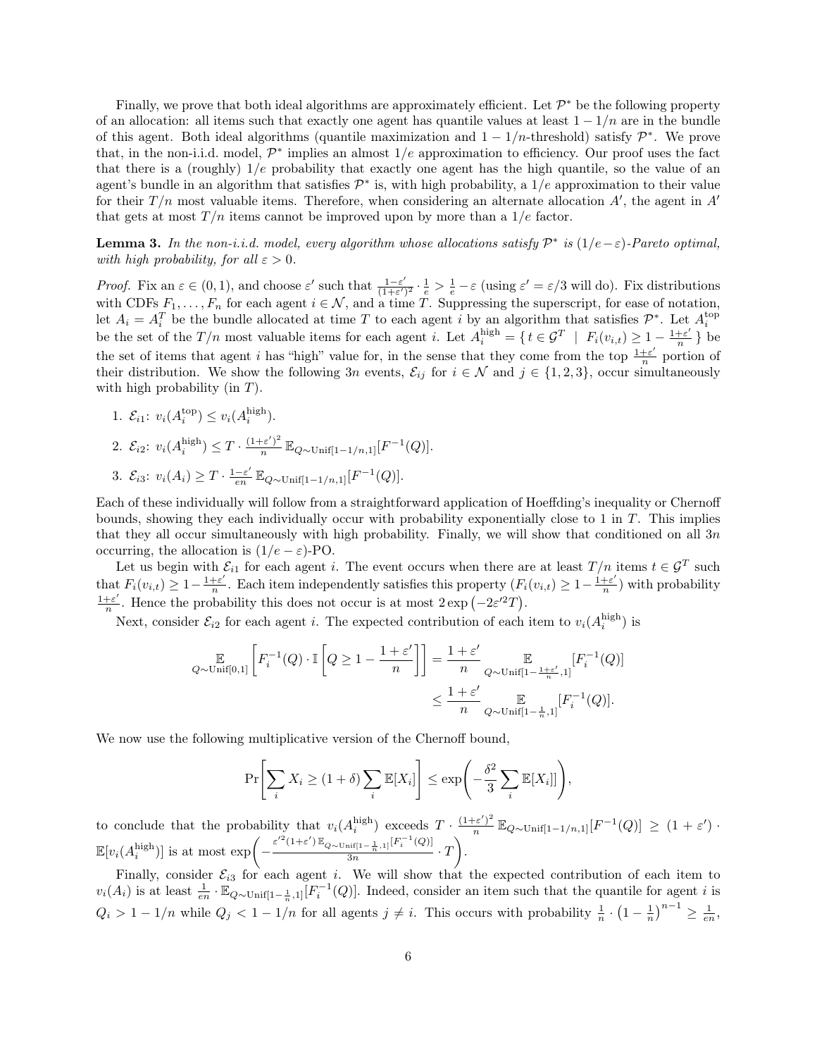Finally, we prove that both ideal algorithms are approximately efficient. Let $\mathcal{P}^*$ be the following property of an allocation: all items such that exactly one agent has quantile values at least $1 - 1/n$ are in the bundle of this agent. Both ideal algorithms (quantile maximization and $1-1/n$-threshold) satisfy $\mathcal{P}^*$. We prove that, in the non-i.i.d. model, $\mathcal{P}^*$ implies an almost $1/e$ approximation to efficiency. Our proof uses the fact that there is a (roughly) $1/e$ probability that exactly one agent has the high quantile, so the value of an agent's bundle in an algorithm that satisfies $\mathcal{P}^*$ is, with high probability, a $1/e$ approximation to their value for their $T/n$ most valuable items. Therefore, when considering an alternate allocation $A'$, the agent in $A'$ that gets at most $T/n$ items cannot be improved upon by more than a $1/e$ factor.

**Lemma 3.** *In the non-i.i.d. model, every algorithm whose allocations satisfy $\mathcal{P}^*$ is $(1/e-\varepsilon)$-Pareto optimal, with high probability, for all $\varepsilon > 0$.*

*Proof.* Fix an $\varepsilon \in (0,1)$, and choose $\varepsilon'$ such that $\frac{1-\varepsilon'}{(1+\varepsilon')^2} \cdot \frac{1}{e} > \frac{1}{e} - \varepsilon$ (using $\varepsilon' = \varepsilon/3$ will do). Fix distributions with CDFs $F_1, \ldots, F_n$ for each agent $i \in \mathcal{N}$, and a time $T$. Suppressing the superscript, for ease of notation, let $A_i = A_i^T$ be the bundle allocated at time $T$ to each agent $i$ by an algorithm that satisfies $\mathcal{P}^*$. Let $A_i^{\text{top}}$ be the set of the $T/n$ most valuable items for each agent $i$. Let $A_i^{\text{high}} = \{\, t \in \mathcal{G}^T \mid F_i(v_{i,t}) \geq 1 - \frac{1+\varepsilon'}{n} \,\}$ be the set of items that agent $i$ has "high" value for, in the sense that they come from the top $\frac{1+\varepsilon'}{n}$ portion of their distribution. We show the following $3n$ events, $\mathcal{E}_{ij}$ for $i \in \mathcal{N}$ and $j \in \{1,2,3\}$, occur simultaneously with high probability (in $T$).

1. $\mathcal{E}_{i1}$: $v_i(A_i^{\text{top}}) \leq v_i(A_i^{\text{high}})$.
2. $\mathcal{E}_{i2}$: $v_i(A_i^{\text{high}}) \leq T \cdot \frac{(1+\varepsilon')^2}{n} \mathbb{E}_{Q \sim \text{Unif}[1-1/n,1]}[F^{-1}(Q)]$.
3. $\mathcal{E}_{i3}$: $v_i(A_i) \geq T \cdot \frac{1-\varepsilon'}{en} \mathbb{E}_{Q \sim \text{Unif}[1-1/n,1]}[F^{-1}(Q)]$.

Each of these individually will follow from a straightforward application of Hoeffding's inequality or Chernoff bounds, showing they each individually occur with probability exponentially close to 1 in $T$. This implies that they all occur simultaneously with high probability. Finally, we will show that conditioned on all $3n$ occurring, the allocation is $(1/e-\varepsilon)$-PO.

Let us begin with $\mathcal{E}_{i1}$ for each agent $i$. The event occurs when there are at least $T/n$ items $t \in \mathcal{G}^T$ such that $F_i(v_{i,t}) \geq 1 - \frac{1+\varepsilon'}{n}$. Each item independently satisfies this property ($F_i(v_{i,t}) \geq 1 - \frac{1+\varepsilon'}{n}$) with probability $\frac{1+\varepsilon'}{n}$. Hence the probability this does not occur is at most $2\exp\left(-2\varepsilon'^2 T\right)$.

Next, consider $\mathcal{E}_{i2}$ for each agent $i$. The expected contribution of each item to $v_i(A_i^{\text{high}})$ is

$$\mathop{\mathbb{E}}_{Q \sim \text{Unif}[0,1]}\left[F_i^{-1}(Q) \cdot \mathbb{I}\left[Q \geq 1 - \frac{1+\varepsilon'}{n}\right]\right] = \frac{1+\varepsilon'}{n} \mathop{\mathbb{E}}_{Q \sim \text{Unif}[1-\frac{1+\varepsilon'}{n},1]}[F_i^{-1}(Q)]$$
$$\leq \frac{1+\varepsilon'}{n} \mathop{\mathbb{E}}_{Q \sim \text{Unif}[1-\frac{1}{n},1]}[F_i^{-1}(Q)].$$

We now use the following multiplicative version of the Chernoff bound,

$$\Pr\left[\sum_i X_i \geq (1+\delta)\sum_i \mathbb{E}[X_i]\right] \leq \exp\left(-\frac{\delta^2}{3}\sum_i \mathbb{E}[X_i]\right),$$

to conclude that the probability that $v_i(A_i^{\text{high}})$ exceeds $T \cdot \frac{(1+\varepsilon')^2}{n} \mathbb{E}_{Q \sim \text{Unif}[1-1/n,1]}[F^{-1}(Q)] \geq (1+\varepsilon') \cdot \mathbb{E}[v_i(A_i^{\text{high}})]$ is at most $\exp\left(-\frac{\varepsilon'^2(1+\varepsilon')\, \mathbb{E}_{Q \sim \text{Unif}[1-\frac{1}{n},1]}[F_i^{-1}(Q)]}{3n} \cdot T\right)$.

Finally, consider $\mathcal{E}_{i3}$ for each agent $i$. We will show that the expected contribution of each item to $v_i(A_i)$ is at least $\frac{1}{en} \cdot \mathbb{E}_{Q \sim \text{Unif}[1-\frac{1}{n},1]}[F_i^{-1}(Q)]$. Indeed, consider an item such that the quantile for agent $i$ is $Q_i > 1 - 1/n$ while $Q_j < 1 - 1/n$ for all agents $j \neq i$. This occurs with probability $\frac{1}{n} \cdot \left(1 - \frac{1}{n}\right)^{n-1} \geq \frac{1}{en}$,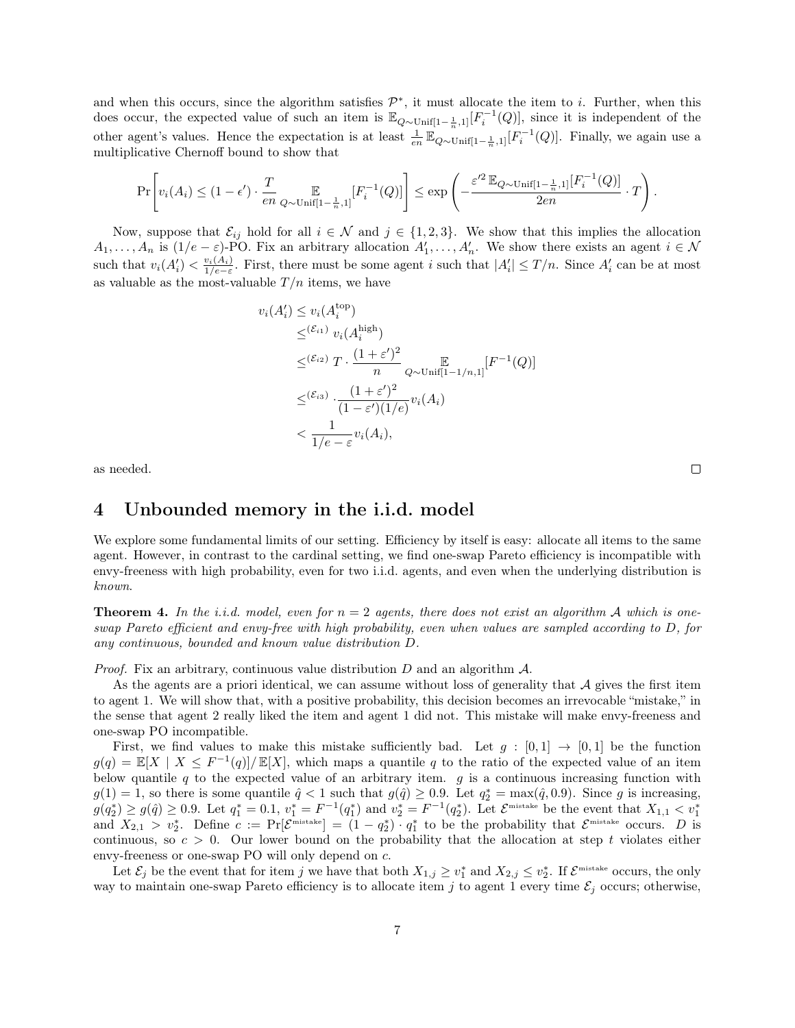and when this occurs, since the algorithm satisfies $\mathcal{P}^*$, it must allocate the item to $i$. Further, when this does occur, the expected value of such an item is $\mathbb{E}_{Q\sim\text{Unif}[1-\frac{1}{n},1]}[F_i^{-1}(Q)]$, since it is independent of the other agent's values. Hence the expectation is at least $\frac{1}{en}\mathbb{E}_{Q\sim\text{Unif}[1-\frac{1}{n},1]}[F_i^{-1}(Q)]$. Finally, we again use a multiplicative Chernoff bound to show that

$$\Pr\left[v_i(A_i) \le (1-\epsilon')\cdot\frac{T}{en}\mathop{\mathbb{E}}_{Q\sim\text{Unif}[1-\frac{1}{n},1]}[F_i^{-1}(Q)]\right] \le \exp\left(-\frac{\varepsilon'^2\,\mathbb{E}_{Q\sim\text{Unif}[1-\frac{1}{n},1]}[F_i^{-1}(Q)]}{2en}\cdot T\right).$$

Now, suppose that $\mathcal{E}_{ij}$ hold for all $i\in\mathcal{N}$ and $j\in\{1,2,3\}$. We show that this implies the allocation $A_1,\ldots,A_n$ is $(1/e-\varepsilon)$-PO. Fix an arbitrary allocation $A'_1,\ldots,A'_n$. We show there exists an agent $i\in\mathcal{N}$ such that $v_i(A'_i) < \frac{v_i(A_i)}{1/e-\varepsilon}$. First, there must be some agent $i$ such that $|A'_i|\le T/n$. Since $A'_i$ can be at most as valuable as the most-valuable $T/n$ items, we have

$$\begin{aligned}
v_i(A'_i) &\le v_i(A_i^{\text{top}})\\
&\le^{(\mathcal{E}_{i1})} v_i(A_i^{\text{high}})\\
&\le^{(\mathcal{E}_{i2})} T\cdot\frac{(1+\varepsilon')^2}{n}\mathop{\mathbb{E}}_{Q\sim\text{Unif}[1-1/n,1]}[F^{-1}(Q)]\\
&\le^{(\mathcal{E}_{i3})} \cdot\frac{(1+\varepsilon')^2}{(1-\varepsilon')(1/e)}v_i(A_i)\\
&< \frac{1}{1/e-\varepsilon}v_i(A_i),
\end{aligned}$$

as needed. □

# 4 Unbounded memory in the i.i.d. model

We explore some fundamental limits of our setting. Efficiency by itself is easy: allocate all items to the same agent. However, in contrast to the cardinal setting, we find one-swap Pareto efficiency is incompatible with envy-freeness with high probability, even for two i.i.d. agents, and even when the underlying distribution is *known*.

**Theorem 4.** *In the i.i.d. model, even for $n=2$ agents, there does not exist an algorithm $\mathcal{A}$ which is one-swap Pareto efficient and envy-free with high probability, even when values are sampled according to $D$, for any continuous, bounded and known value distribution $D$.*

*Proof.* Fix an arbitrary, continuous value distribution $D$ and an algorithm $\mathcal{A}$.

As the agents are a priori identical, we can assume without loss of generality that $\mathcal{A}$ gives the first item to agent 1. We will show that, with a positive probability, this decision becomes an irrevocable "mistake," in the sense that agent 2 really liked the item and agent 1 did not. This mistake will make envy-freeness and one-swap PO incompatible.

First, we find values to make this mistake sufficiently bad. Let $g:[0,1]\to[0,1]$ be the function $g(q)=\mathbb{E}[X\mid X\le F^{-1}(q)]/\mathbb{E}[X]$, which maps a quantile $q$ to the ratio of the expected value of an item below quantile $q$ to the expected value of an arbitrary item. $g$ is a continuous increasing function with $g(1)=1$, so there is some quantile $\hat{q}<1$ such that $g(\hat{q})\ge 0.9$. Let $q_2^*=\max(\hat{q},0.9)$. Since $g$ is increasing, $g(q_2^*)\ge g(\hat{q})\ge 0.9$. Let $q_1^*=0.1$, $v_1^*=F^{-1}(q_1^*)$ and $v_2^*=F^{-1}(q_2^*)$. Let $\mathcal{E}^{\text{mistake}}$ be the event that $X_{1,1}<v_1^*$ and $X_{2,1}>v_2^*$. Define $c:=\Pr[\mathcal{E}^{\text{mistake}}]=(1-q_2^*)\cdot q_1^*$ to be the probability that $\mathcal{E}^{\text{mistake}}$ occurs. $D$ is continuous, so $c>0$. Our lower bound on the probability that the allocation at step $t$ violates either envy-freeness or one-swap PO will only depend on $c$.

Let $\mathcal{E}_j$ be the event that for item $j$ we have that both $X_{1,j}\ge v_1^*$ and $X_{2,j}\le v_2^*$. If $\mathcal{E}^{\text{mistake}}$ occurs, the only way to maintain one-swap Pareto efficiency is to allocate item $j$ to agent 1 every time $\mathcal{E}_j$ occurs; otherwise,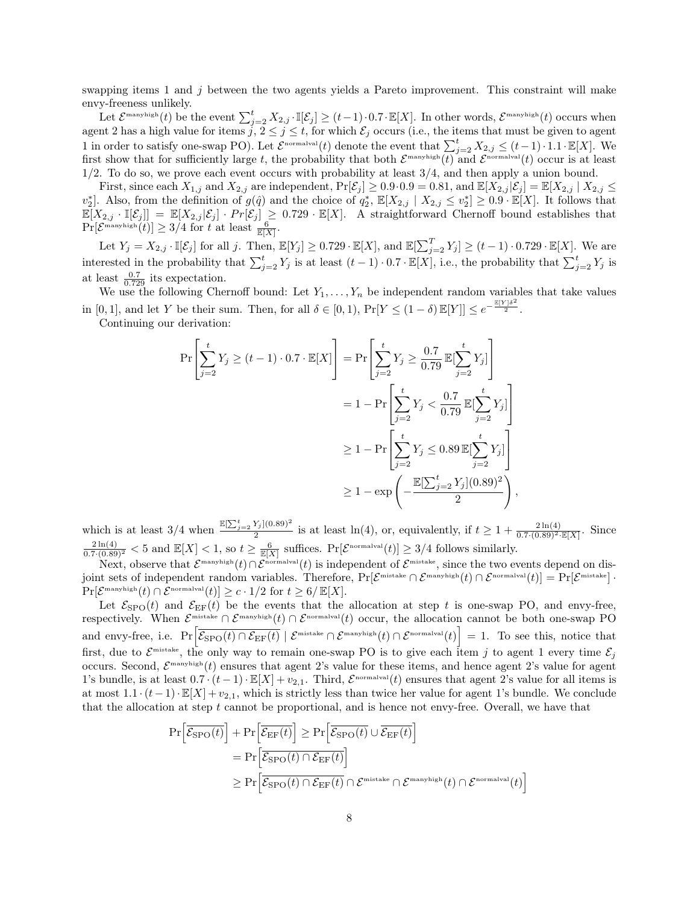swapping items 1 and $j$ between the two agents yields a Pareto improvement. This constraint will make envy-freeness unlikely.

Let $\mathcal{E}^{\text{manyhigh}}(t)$ be the event $\sum_{j=2}^{t} X_{2,j} \cdot \mathbb{I}[\mathcal{E}_j] \geq (t-1) \cdot 0.7 \cdot \mathbb{E}[X]$. In other words, $\mathcal{E}^{\text{manyhigh}}(t)$ occurs when agent 2 has a high value for items $j$, $2 \leq j \leq t$, for which $\mathcal{E}_j$ occurs (i.e., the items that must be given to agent 1 in order to satisfy one-swap PO). Let $\mathcal{E}^{\text{normalval}}(t)$ denote the event that $\sum_{j=2}^{t} X_{2,j} \leq (t-1) \cdot 1.1 \cdot \mathbb{E}[X]$. We first show that for sufficiently large $t$, the probability that both $\mathcal{E}^{\text{manyhigh}}(t)$ and $\mathcal{E}^{\text{normalval}}(t)$ occur is at least 1/2. To do so, we prove each event occurs with probability at least 3/4, and then apply a union bound.

First, since each $X_{1,j}$ and $X_{2,j}$ are independent, $\Pr[\mathcal{E}_j] \geq 0.9 \cdot 0.9 = 0.81$, and $\mathbb{E}[X_{2,j}|\mathcal{E}_j] = \mathbb{E}[X_{2,j} \mid X_{2,j} \leq v_2^*]$. Also, from the definition of $g(\hat{q})$ and the choice of $q_2^*$, $\mathbb{E}[X_{2,j} \mid X_{2,j} \leq v_2^*] \geq 0.9 \cdot \mathbb{E}[X]$. It follows that $\mathbb{E}[X_{2,j} \cdot \mathbb{I}[\mathcal{E}_j]] = \mathbb{E}[X_{2,j}|\mathcal{E}_j] \cdot Pr[\mathcal{E}_j] \geq 0.729 \cdot \mathbb{E}[X]$. A straightforward Chernoff bound establishes that $\Pr[\mathcal{E}^{\text{manyhigh}}(t)] \geq 3/4$ for $t$ at least $\frac{6}{\mathbb{E}[X]}$.

Let $Y_j = X_{2,j} \cdot \mathbb{I}[\mathcal{E}_j]$ for all $j$. Then, $\mathbb{E}[Y_j] \geq 0.729 \cdot \mathbb{E}[X]$, and $\mathbb{E}[\sum_{j=2}^{T} Y_j] \geq (t-1) \cdot 0.729 \cdot \mathbb{E}[X]$. We are interested in the probability that $\sum_{j=2}^{t} Y_j$ is at least $(t-1) \cdot 0.7 \cdot \mathbb{E}[X]$, i.e., the probability that $\sum_{j=2}^{t} Y_j$ is at least $\frac{0.7}{0.729}$ its expectation.

We use the following Chernoff bound: Let $Y_1, \ldots, Y_n$ be independent random variables that take values in $[0,1]$, and let $Y$ be their sum. Then, for all $\delta \in [0,1)$, $\Pr[Y \leq (1-\delta)\,\mathbb{E}[Y]] \leq e^{-\frac{\mathbb{E}[Y]\delta^2}{2}}$.

Continuing our derivation:

$$
\begin{aligned}
\Pr\left[\sum_{j=2}^{t} Y_j \geq (t-1) \cdot 0.7 \cdot \mathbb{E}[X]\right] &= \Pr\left[\sum_{j=2}^{t} Y_j \geq \frac{0.7}{0.79}\,\mathbb{E}[\sum_{j=2}^{t} Y_j]\right] \\
&= 1 - \Pr\left[\sum_{j=2}^{t} Y_j < \frac{0.7}{0.79}\,\mathbb{E}[\sum_{j=2}^{t} Y_j]\right] \\
&\geq 1 - \Pr\left[\sum_{j=2}^{t} Y_j \leq 0.89\,\mathbb{E}[\sum_{j=2}^{t} Y_j]\right] \\
&\geq 1 - \exp\left(-\frac{\mathbb{E}[\sum_{j=2}^{t} Y_j](0.89)^2}{2}\right),
\end{aligned}
$$

which is at least 3/4 when $\frac{\mathbb{E}[\sum_{j=2}^{t} Y_j](0.89)^2}{2}$ is at least $\ln(4)$, or, equivalently, if $t \geq 1 + \frac{2\ln(4)}{0.7 \cdot (0.89)^2 \cdot \mathbb{E}[X]}$. Since $\frac{2\ln(4)}{0.7 \cdot (0.89)^2} < 5$ and $\mathbb{E}[X] < 1$, so $t \geq \frac{6}{\mathbb{E}[X]}$ suffices. $\Pr[\mathcal{E}^{\text{normalval}}(t)] \geq 3/4$ follows similarly.

Next, observe that $\mathcal{E}^{\text{manyhigh}}(t) \cap \mathcal{E}^{\text{normalval}}(t)$ is independent of $\mathcal{E}^{\text{mistake}}$, since the two events depend on disjoint sets of independent random variables. Therefore, $\Pr[\mathcal{E}^{\text{mistake}} \cap \mathcal{E}^{\text{manyhigh}}(t) \cap \mathcal{E}^{\text{normalval}}(t)] = \Pr[\mathcal{E}^{\text{mistake}}] \cdot \Pr[\mathcal{E}^{\text{manyhigh}}(t) \cap \mathcal{E}^{\text{normalval}}(t)] \geq c \cdot 1/2$ for $t \geq 6/\mathbb{E}[X]$.

Let $\mathcal{E}_{\text{SPO}}(t)$ and $\mathcal{E}_{\text{EF}}(t)$ be the events that the allocation at step $t$ is one-swap PO, and envy-free, respectively. When $\mathcal{E}^{\text{mistake}} \cap \mathcal{E}^{\text{manyhigh}}(t) \cap \mathcal{E}^{\text{normalval}}(t)$ occur, the allocation cannot be both one-swap PO and envy-free, i.e. $\Pr\left[\overline{\mathcal{E}_{\text{SPO}}(t) \cap \mathcal{E}_{\text{EF}}(t)} \mid \mathcal{E}^{\text{mistake}} \cap \mathcal{E}^{\text{manyhigh}}(t) \cap \mathcal{E}^{\text{normalval}}(t)\right] = 1$. To see this, notice that first, due to $\mathcal{E}^{\text{mistake}}$, the only way to remain one-swap PO is to give each item $j$ to agent 1 every time $\mathcal{E}_j$ occurs. Second, $\mathcal{E}^{\text{manyhigh}}(t)$ ensures that agent 2's value for these items, and hence agent 2's value for agent 1's bundle, is at least $0.7 \cdot (t-1) \cdot \mathbb{E}[X] + v_{2,1}$. Third, $\mathcal{E}^{\text{normalval}}(t)$ ensures that agent 2's value for all items is at most $1.1 \cdot (t-1) \cdot \mathbb{E}[X] + v_{2,1}$, which is strictly less than twice her value for agent 1's bundle. We conclude that the allocation at step $t$ cannot be proportional, and is hence not envy-free. Overall, we have that

$$
\begin{aligned}
\Pr\left[\overline{\mathcal{E}_{\text{SPO}}(t)}\right] + \Pr\left[\overline{\mathcal{E}_{\text{EF}}(t)}\right] &\geq \Pr\left[\overline{\mathcal{E}_{\text{SPO}}(t)} \cup \overline{\mathcal{E}_{\text{EF}}(t)}\right] \\
&= \Pr\left[\overline{\mathcal{E}_{\text{SPO}}(t) \cap \mathcal{E}_{\text{EF}}(t)}\right] \\
&\geq \Pr\left[\overline{\mathcal{E}_{\text{SPO}}(t) \cap \mathcal{E}_{\text{EF}}(t)} \cap \mathcal{E}^{\text{mistake}} \cap \mathcal{E}^{\text{manyhigh}}(t) \cap \mathcal{E}^{\text{normalval}}(t)\right]
\end{aligned}
$$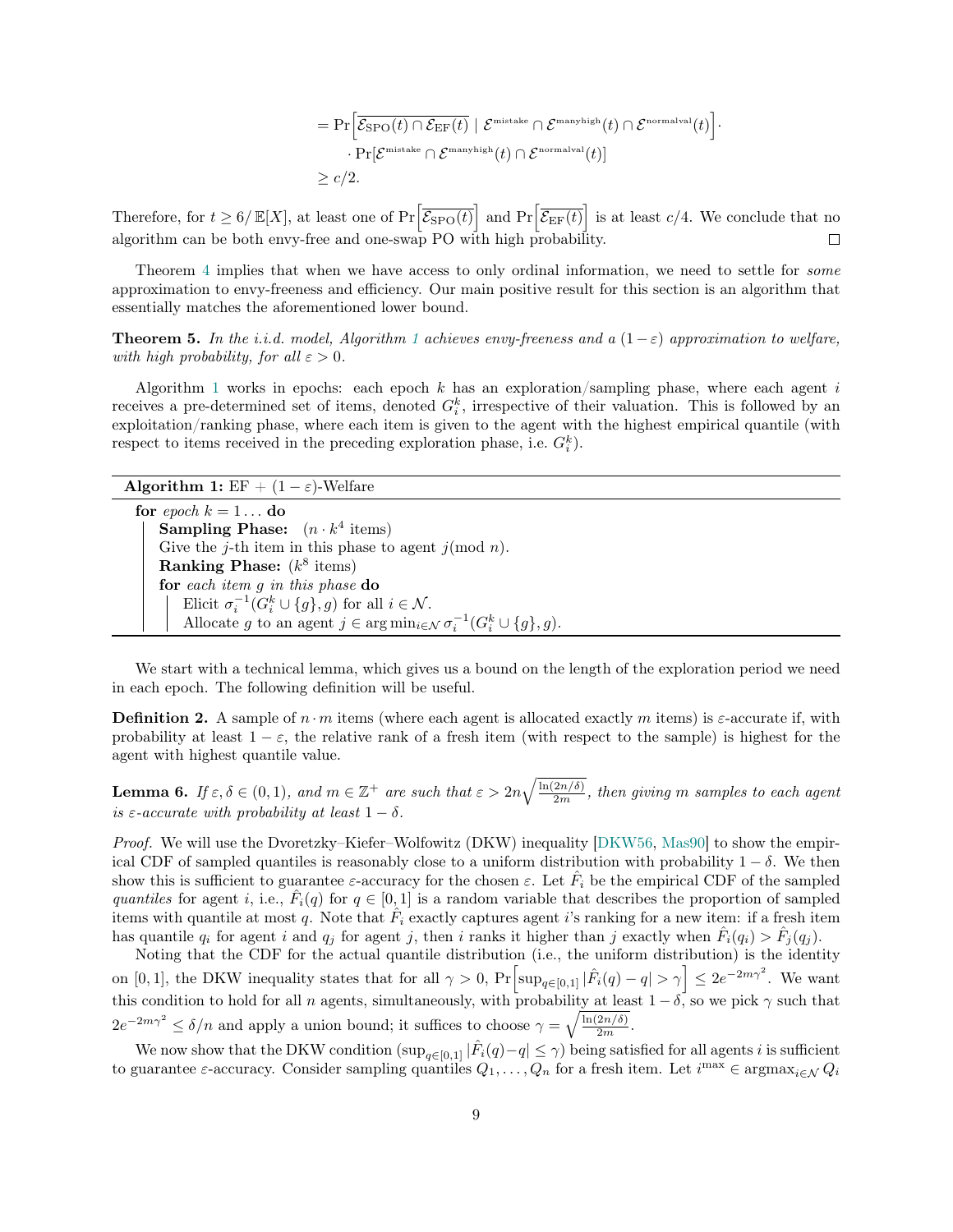$$
\begin{aligned}
&= \Pr\Big[\overline{\mathcal{E}_{\mathrm{SPO}}(t) \cap \mathcal{E}_{\mathrm{EF}}(t)} \mid \mathcal{E}^{\mathrm{mistake}} \cap \mathcal{E}^{\mathrm{manyhigh}}(t) \cap \mathcal{E}^{\mathrm{normalval}}(t)\Big] \cdot \\
&\quad \cdot \Pr[\mathcal{E}^{\mathrm{mistake}} \cap \mathcal{E}^{\mathrm{manyhigh}}(t) \cap \mathcal{E}^{\mathrm{normalval}}(t)] \\
&\geq c/2.
\end{aligned}
$$

Therefore, for $t \geq 6/\mathbb{E}[X]$, at least one of $\Pr\Big[\overline{\mathcal{E}_{\mathrm{SPO}}(t)}\Big]$ and $\Pr\Big[\overline{\mathcal{E}_{\mathrm{EF}}(t)}\Big]$ is at least $c/4$. We conclude that no algorithm can be both envy-free and one-swap PO with high probability. ☐

Theorem 4 implies that when we have access to only ordinal information, we need to settle for *some* approximation to envy-freeness and efficiency. Our main positive result for this section is an algorithm that essentially matches the aforementioned lower bound.

**Theorem 5.** *In the i.i.d. model, Algorithm 1 achieves envy-freeness and a $(1-\varepsilon)$ approximation to welfare, with high probability, for all $\varepsilon > 0$.*

Algorithm 1 works in epochs: each epoch $k$ has an exploration/sampling phase, where each agent $i$ receives a pre-determined set of items, denoted $G_i^k$, irrespective of their valuation. This is followed by an exploitation/ranking phase, where each item is given to the agent with the highest empirical quantile (with respect to items received in the preceding exploration phase, i.e. $G_i^k$).

```
Algorithm 1: EF + (1 − ε)-Welfare
for epoch k = 1 . . . do
    Sampling Phase: (n · k^4 items)
    Give the j-th item in this phase to agent j(mod n).
    Ranking Phase: (k^8 items)
    for each item g in this phase do
        Elicit σ_i^{-1}(G_i^k ∪ {g}, g) for all i ∈ N.
        Allocate g to an agent j ∈ arg min_{i∈N} σ_i^{-1}(G_i^k ∪ {g}, g).
```

We start with a technical lemma, which gives us a bound on the length of the exploration period we need in each epoch. The following definition will be useful.

**Definition 2.** A sample of $n \cdot m$ items (where each agent is allocated exactly $m$ items) is $\varepsilon$-accurate if, with probability at least $1-\varepsilon$, the relative rank of a fresh item (with respect to the sample) is highest for the agent with highest quantile value.

**Lemma 6.** *If $\varepsilon, \delta \in (0,1)$, and $m \in \mathbb{Z}^+$ are such that $\varepsilon > 2n\sqrt{\frac{\ln(2n/\delta)}{2m}}$, then giving $m$ samples to each agent is $\varepsilon$-accurate with probability at least $1-\delta$.*

*Proof.* We will use the Dvoretzky–Kiefer–Wolfowitz (DKW) inequality [DKW56, Mas90] to show the empirical CDF of sampled quantiles is reasonably close to a uniform distribution with probability $1-\delta$. We then show this is sufficient to guarantee $\varepsilon$-accuracy for the chosen $\varepsilon$. Let $\hat{F}_i$ be the empirical CDF of the sampled *quantiles* for agent $i$, i.e., $\hat{F}_i(q)$ for $q \in [0,1]$ is a random variable that describes the proportion of sampled items with quantile at most $q$. Note that $\hat{F}_i$ exactly captures agent $i$'s ranking for a new item: if a fresh item has quantile $q_i$ for agent $i$ and $q_j$ for agent $j$, then $i$ ranks it higher than $j$ exactly when $\hat{F}_i(q_i) > \hat{F}_j(q_j)$.

Noting that the CDF for the actual quantile distribution (i.e., the uniform distribution) is the identity on $[0,1]$, the DKW inequality states that for all $\gamma > 0$, $\Pr\Big[\sup_{q\in[0,1]} |\hat{F}_i(q) - q| > \gamma\Big] \leq 2e^{-2m\gamma^2}$. We want this condition to hold for all $n$ agents, simultaneously, with probability at least $1-\delta$, so we pick $\gamma$ such that $2e^{-2m\gamma^2} \leq \delta/n$ and apply a union bound; it suffices to choose $\gamma = \sqrt{\frac{\ln(2n/\delta)}{2m}}$.

We now show that the DKW condition ($\sup_{q\in[0,1]} |\hat{F}_i(q) - q| \leq \gamma$) being satisfied for all agents $i$ is sufficient to guarantee $\varepsilon$-accuracy. Consider sampling quantiles $Q_1, \ldots, Q_n$ for a fresh item. Let $i^{\max} \in \operatorname{argmax}_{i\in\mathcal{N}} Q_i$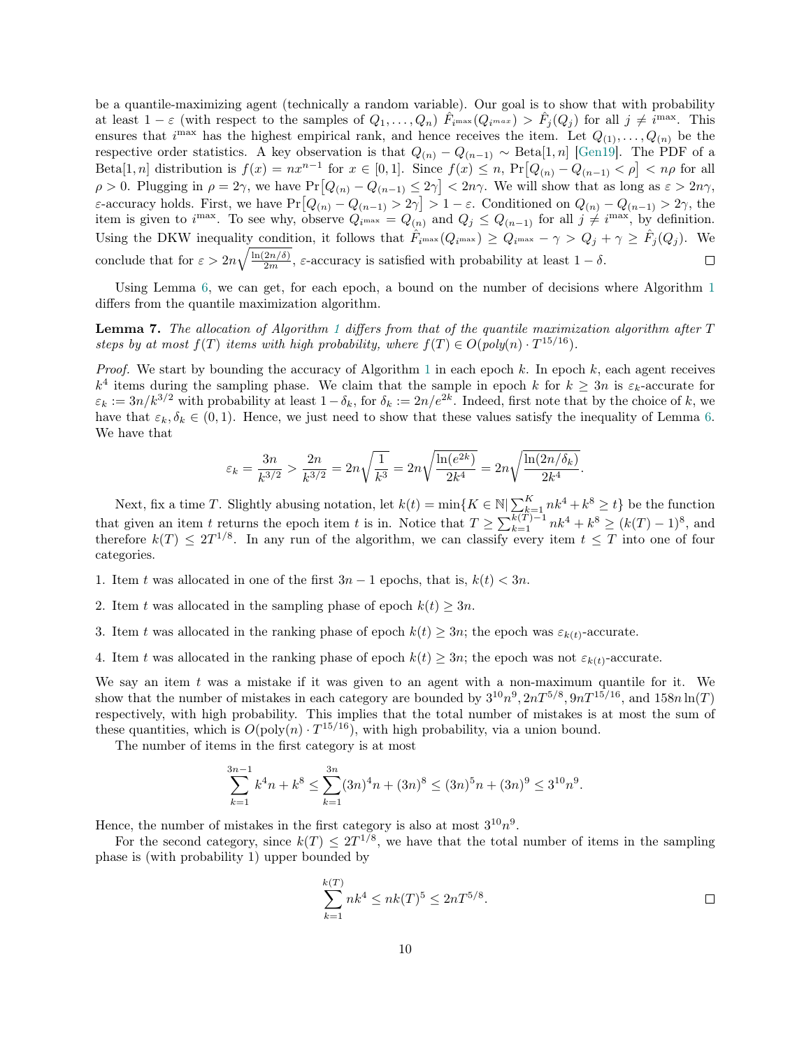be a quantile-maximizing agent (technically a random variable). Our goal is to show that with probability at least $1-\varepsilon$ (with respect to the samples of $Q_1, \ldots, Q_n$) $\hat{F}_{i^{\max}}(Q_{i^{max}}) > \hat{F}_j(Q_j)$ for all $j \neq i^{\max}$. This ensures that $i^{\max}$ has the highest empirical rank, and hence receives the item. Let $Q_{(1)}, \ldots, Q_{(n)}$ be the respective order statistics. A key observation is that $Q_{(n)} - Q_{(n-1)} \sim \mathrm{Beta}[1, n]$ [Gen19]. The PDF of a $\mathrm{Beta}[1, n]$ distribution is $f(x) = nx^{n-1}$ for $x \in [0, 1]$. Since $f(x) \leq n$, $\Pr\left[Q_{(n)} - Q_{(n-1)} < \rho\right] < n\rho$ for all $\rho > 0$. Plugging in $\rho = 2\gamma$, we have $\Pr\left[Q_{(n)} - Q_{(n-1)} \leq 2\gamma\right] < 2n\gamma$. We will show that as long as $\varepsilon > 2n\gamma$, $\varepsilon$-accuracy holds. First, we have $\Pr\left[Q_{(n)} - Q_{(n-1)} > 2\gamma\right] > 1 - \varepsilon$. Conditioned on $Q_{(n)} - Q_{(n-1)} > 2\gamma$, the item is given to $i^{\max}$. To see why, observe $Q_{i^{\max}} = Q_{(n)}$ and $Q_j \leq Q_{(n-1)}$ for all $j \neq i^{\max}$, by definition. Using the DKW inequality condition, it follows that $\hat{F}_{i^{\max}}(Q_{i^{\max}}) \geq Q_{i^{\max}} - \gamma > Q_j + \gamma \geq \hat{F}_j(Q_j)$. We conclude that for $\varepsilon > 2n\sqrt{\frac{\ln(2n/\delta)}{2m}}$, $\varepsilon$-accuracy is satisfied with probability at least $1 - \delta$. $\square$

Using Lemma 6, we can get, for each epoch, a bound on the number of decisions where Algorithm 1 differs from the quantile maximization algorithm.

**Lemma 7.** *The allocation of Algorithm 1 differs from that of the quantile maximization algorithm after $T$ steps by at most $f(T)$ items with high probability, where $f(T) \in O(\mathrm{poly}(n) \cdot T^{15/16})$.*

*Proof.* We start by bounding the accuracy of Algorithm 1 in each epoch $k$. In epoch $k$, each agent receives $k^4$ items during the sampling phase. We claim that the sample in epoch $k$ for $k \geq 3n$ is $\varepsilon_k$-accurate for $\varepsilon_k := 3n/k^{3/2}$ with probability at least $1 - \delta_k$, for $\delta_k := 2n/e^{2k}$. Indeed, first note that by the choice of $k$, we have that $\varepsilon_k, \delta_k \in (0, 1)$. Hence, we just need to show that these values satisfy the inequality of Lemma 6. We have that

$$\varepsilon_k = \frac{3n}{k^{3/2}} > \frac{2n}{k^{3/2}} = 2n\sqrt{\frac{1}{k^3}} = 2n\sqrt{\frac{\ln(e^{2k})}{2k^4}} = 2n\sqrt{\frac{\ln(2n/\delta_k)}{2k^4}}.$$

Next, fix a time $T$. Slightly abusing notation, let $k(t) = \min\{K \in \mathbb{N} | \sum_{k=1}^{K} nk^4 + k^8 \geq t\}$ be the function that given an item $t$ returns the epoch item $t$ is in. Notice that $T \geq \sum_{k=1}^{k(T)-1} nk^4 + k^8 \geq (k(T) - 1)^8$, and therefore $k(T) \leq 2T^{1/8}$. In any run of the algorithm, we can classify every item $t \leq T$ into one of four categories.

1. Item $t$ was allocated in one of the first $3n - 1$ epochs, that is, $k(t) < 3n$.
2. Item $t$ was allocated in the sampling phase of epoch $k(t) \geq 3n$.
3. Item $t$ was allocated in the ranking phase of epoch $k(t) \geq 3n$; the epoch was $\varepsilon_{k(t)}$-accurate.
4. Item $t$ was allocated in the ranking phase of epoch $k(t) \geq 3n$; the epoch was not $\varepsilon_{k(t)}$-accurate.

We say an item $t$ was a mistake if it was given to an agent with a non-maximum quantile for it. We show that the number of mistakes in each category are bounded by $3^{10}n^9, 2nT^{5/8}, 9nT^{15/16}$, and $158n\ln(T)$ respectively, with high probability. This implies that the total number of mistakes is at most the sum of these quantities, which is $O(\mathrm{poly}(n) \cdot T^{15/16})$, with high probability, via a union bound.

The number of items in the first category is at most

$$\sum_{k=1}^{3n-1} k^4 n + k^8 \leq \sum_{k=1}^{3n} (3n)^4 n + (3n)^8 \leq (3n)^5 n + (3n)^9 \leq 3^{10} n^9.$$

Hence, the number of mistakes in the first category is also at most $3^{10}n^9$.

For the second category, since $k(T) \leq 2T^{1/8}$, we have that the total number of items in the sampling phase is (with probability 1) upper bounded by

$$\sum_{k=1}^{k(T)} nk^4 \leq nk(T)^5 \leq 2nT^{5/8}.$$ $\square$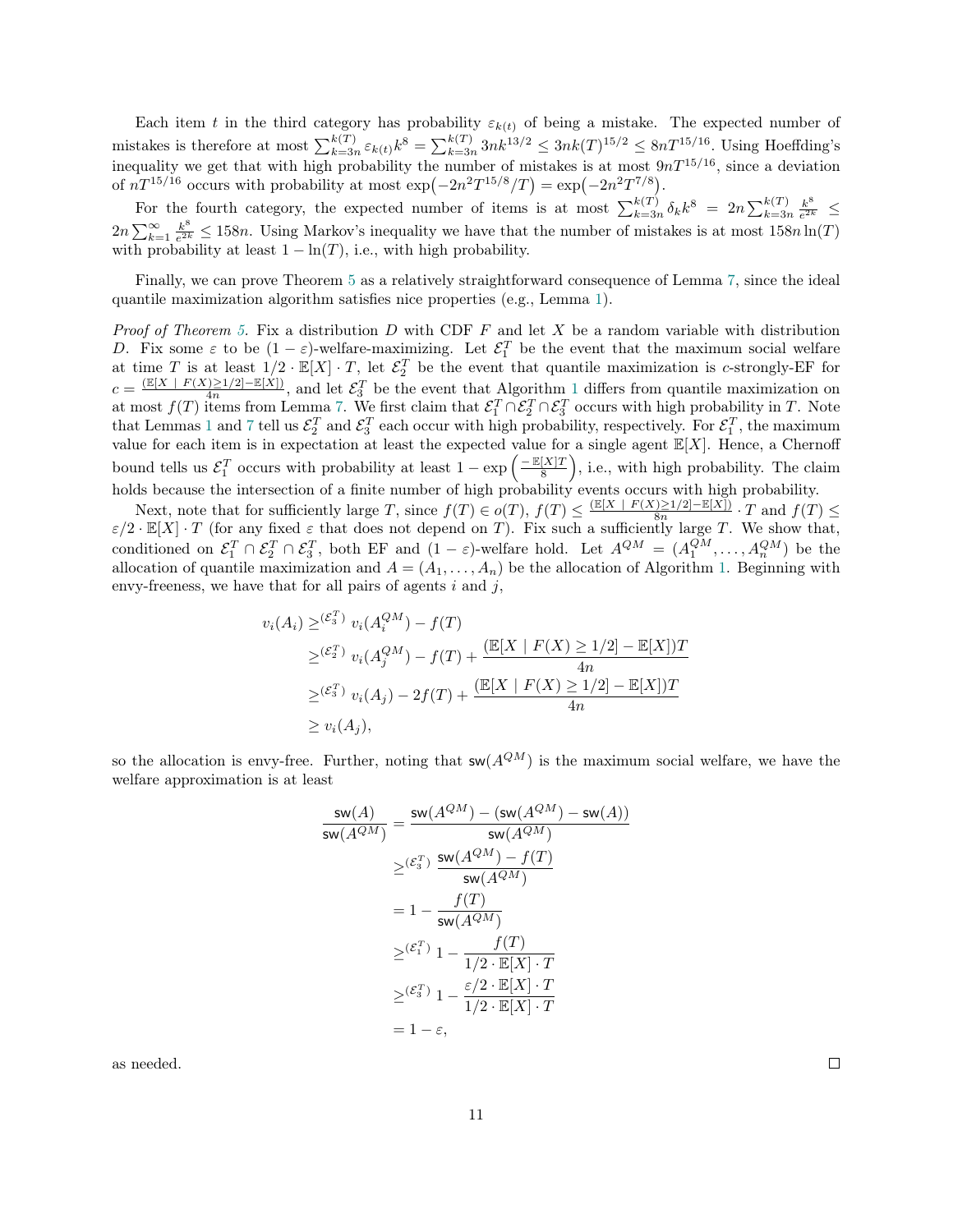Each item $t$ in the third category has probability $\varepsilon_{k(t)}$ of being a mistake. The expected number of mistakes is therefore at most $\sum_{k=3n}^{k(T)} \varepsilon_{k(t)} k^8 = \sum_{k=3n}^{k(T)} 3nk^{13/2} \leq 3nk(T)^{15/2} \leq 8nT^{15/16}$. Using Hoeffding's inequality we get that with high probability the number of mistakes is at most $9nT^{15/16}$, since a deviation of $nT^{15/16}$ occurs with probability at most $\exp\left(-2n^2T^{15/8}/T\right) = \exp\left(-2n^2T^{7/8}\right)$.

For the fourth category, the expected number of items is at most $\sum_{k=3n}^{k(T)} \delta_k k^8 = 2n\sum_{k=3n}^{k(T)} \frac{k^8}{e^{2k}} \leq 2n\sum_{k=1}^{\infty} \frac{k^8}{e^{2k}} \leq 158n$. Using Markov's inequality we have that the number of mistakes is at most $158n\ln(T)$ with probability at least $1 - \ln(T)$, i.e., with high probability.

Finally, we can prove Theorem 5 as a relatively straightforward consequence of Lemma 7, since the ideal quantile maximization algorithm satisfies nice properties (e.g., Lemma 1).

*Proof of Theorem 5.* Fix a distribution $D$ with CDF $F$ and let $X$ be a random variable with distribution $D$. Fix some $\varepsilon$ to be $(1-\varepsilon)$-welfare-maximizing. Let $\mathcal{E}_1^T$ be the event that the maximum social welfare at time $T$ is at least $1/2 \cdot \mathbb{E}[X] \cdot T$, let $\mathcal{E}_2^T$ be the event that quantile maximization is $c$-strongly-EF for $c = \frac{(\mathbb{E}[X \mid F(X) \geq 1/2] - \mathbb{E}[X])}{4n}$, and let $\mathcal{E}_3^T$ be the event that Algorithm 1 differs from quantile maximization on at most $f(T)$ items from Lemma 7. We first claim that $\mathcal{E}_1^T \cap \mathcal{E}_2^T \cap \mathcal{E}_3^T$ occurs with high probability in $T$. Note that Lemmas 1 and 7 tell us $\mathcal{E}_2^T$ and $\mathcal{E}_3^T$ each occur with high probability, respectively. For $\mathcal{E}_1^T$, the maximum value for each item is in expectation at least the expected value for a single agent $\mathbb{E}[X]$. Hence, a Chernoff bound tells us $\mathcal{E}_1^T$ occurs with probability at least $1 - \exp\left(\frac{-\mathbb{E}[X]T}{8}\right)$, i.e., with high probability. The claim holds because the intersection of a finite number of high probability events occurs with high probability.

Next, note that for sufficiently large $T$, since $f(T) \in o(T)$, $f(T) \leq \frac{(\mathbb{E}[X \mid F(X) \geq 1/2] - \mathbb{E}[X])}{8n} \cdot T$ and $f(T) \leq \varepsilon/2 \cdot \mathbb{E}[X] \cdot T$ (for any fixed $\varepsilon$ that does not depend on $T$). Fix such a sufficiently large $T$. We show that, conditioned on $\mathcal{E}_1^T \cap \mathcal{E}_2^T \cap \mathcal{E}_3^T$, both EF and $(1-\varepsilon)$-welfare hold. Let $A^{QM} = (A_1^{QM}, \ldots, A_n^{QM})$ be the allocation of quantile maximization and $A = (A_1, \ldots, A_n)$ be the allocation of Algorithm 1. Beginning with envy-freeness, we have that for all pairs of agents $i$ and $j$,

$$
\begin{aligned}
v_i(A_i) &\geq^{(\mathcal{E}_3^T)} v_i(A_i^{QM}) - f(T) \\
&\geq^{(\mathcal{E}_2^T)} v_i(A_j^{QM}) - f(T) + \frac{(\mathbb{E}[X \mid F(X) \geq 1/2] - \mathbb{E}[X])T}{4n} \\
&\geq^{(\mathcal{E}_3^T)} v_i(A_j) - 2f(T) + \frac{(\mathbb{E}[X \mid F(X) \geq 1/2] - \mathbb{E}[X])T}{4n} \\
&\geq v_i(A_j),
\end{aligned}
$$

so the allocation is envy-free. Further, noting that $\mathsf{sw}(A^{QM})$ is the maximum social welfare, we have the welfare approximation is at least

$$
\begin{aligned}
\frac{\mathsf{sw}(A)}{\mathsf{sw}(A^{QM})} &= \frac{\mathsf{sw}(A^{QM}) - (\mathsf{sw}(A^{QM}) - \mathsf{sw}(A))}{\mathsf{sw}(A^{QM})} \\
&\geq^{(\mathcal{E}_3^T)} \frac{\mathsf{sw}(A^{QM}) - f(T)}{\mathsf{sw}(A^{QM})} \\
&= 1 - \frac{f(T)}{\mathsf{sw}(A^{QM})} \\
&\geq^{(\mathcal{E}_1^T)} 1 - \frac{f(T)}{1/2 \cdot \mathbb{E}[X] \cdot T} \\
&\geq^{(\mathcal{E}_3^T)} 1 - \frac{\varepsilon/2 \cdot \mathbb{E}[X] \cdot T}{1/2 \cdot \mathbb{E}[X] \cdot T} \\
&= 1 - \varepsilon,
\end{aligned}
$$

as needed. ◻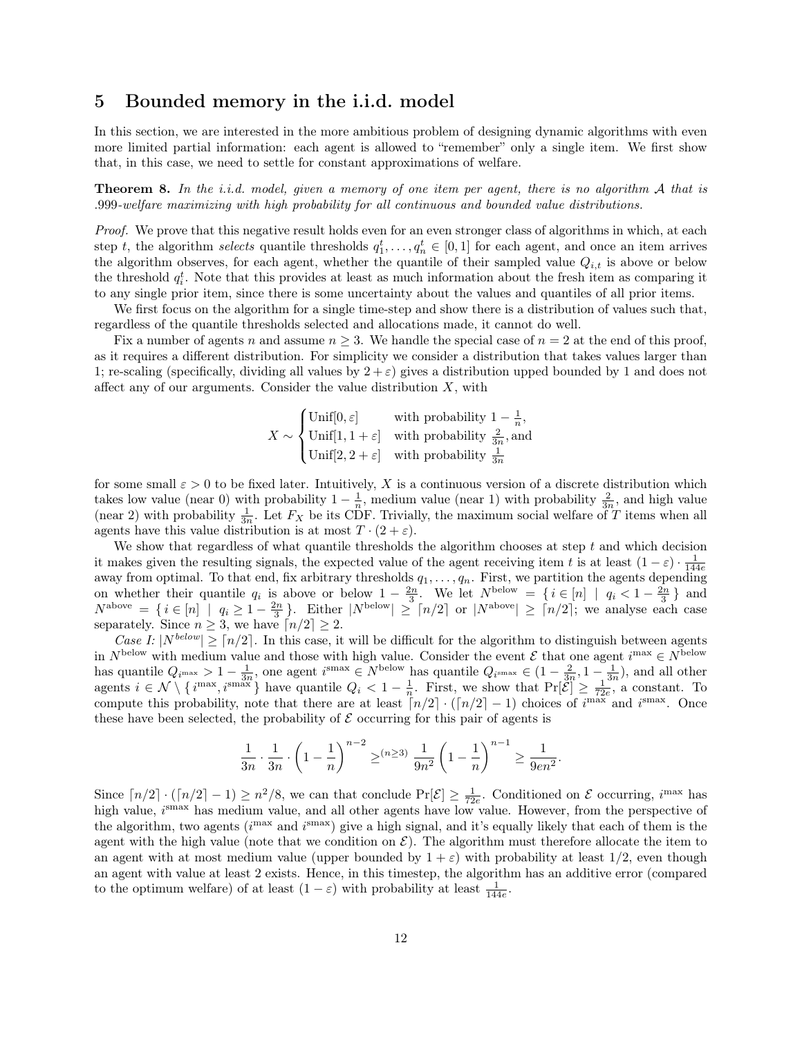# 5 Bounded memory in the i.i.d. model

In this section, we are interested in the more ambitious problem of designing dynamic algorithms with even more limited partial information: each agent is allowed to "remember" only a single item. We first show that, in this case, we need to settle for constant approximations of welfare.

**Theorem 8.** *In the i.i.d. model, given a memory of one item per agent, there is no algorithm $\mathcal{A}$ that is .999-welfare maximizing with high probability for all continuous and bounded value distributions.*

*Proof.* We prove that this negative result holds even for an even stronger class of algorithms in which, at each step $t$, the algorithm *selects* quantile thresholds $q_1^t, \dots, q_n^t \in [0, 1]$ for each agent, and once an item arrives the algorithm observes, for each agent, whether the quantile of their sampled value $Q_{i,t}$ is above or below the threshold $q_i^t$. Note that this provides at least as much information about the fresh item as comparing it to any single prior item, since there is some uncertainty about the values and quantiles of all prior items.

We first focus on the algorithm for a single time-step and show there is a distribution of values such that, regardless of the quantile thresholds selected and allocations made, it cannot do well.

Fix a number of agents $n$ and assume $n \geq 3$. We handle the special case of $n = 2$ at the end of this proof, as it requires a different distribution. For simplicity we consider a distribution that takes values larger than 1; re-scaling (specifically, dividing all values by $2 + \varepsilon$) gives a distribution upped bounded by 1 and does not affect any of our arguments. Consider the value distribution $X$, with

$$X \sim \begin{cases} \text{Unif}[0, \varepsilon] & \text{with probability } 1 - \frac{1}{n}, \\ \text{Unif}[1, 1 + \varepsilon] & \text{with probability } \frac{2}{3n}, \text{and} \\ \text{Unif}[2, 2 + \varepsilon] & \text{with probability } \frac{1}{3n} \end{cases}$$

for some small $\varepsilon > 0$ to be fixed later. Intuitively, $X$ is a continuous version of a discrete distribution which takes low value (near 0) with probability $1 - \frac{1}{n}$, medium value (near 1) with probability $\frac{2}{3n}$, and high value (near 2) with probability $\frac{1}{3n}$. Let $F_X$ be its CDF. Trivially, the maximum social welfare of $T$ items when all agents have this value distribution is at most $T \cdot (2 + \varepsilon)$.

We show that regardless of what quantile thresholds the algorithm chooses at step $t$ and which decision it makes given the resulting signals, the expected value of the agent receiving item $t$ is at least $(1 - \varepsilon) \cdot \frac{1}{144e}$ away from optimal. To that end, fix arbitrary thresholds $q_1, \dots, q_n$. First, we partition the agents depending on whether their quantile $q_i$ is above or below $1 - \frac{2n}{3}$. We let $N^{\text{below}} = \{ i \in [n] \mid q_i < 1 - \frac{2n}{3} \}$ and $N^{\text{above}} = \{ i \in [n] \mid q_i \geq 1 - \frac{2n}{3} \}$. Either $|N^{\text{below}}| \geq \lceil n/2 \rceil$ or $|N^{\text{above}}| \geq \lceil n/2 \rceil$; we analyse each case separately. Since $n \geq 3$, we have $\lceil n/2 \rceil \geq 2$.

*Case I: $|N^{below}| \geq \lceil n/2 \rceil$.* In this case, it will be difficult for the algorithm to distinguish between agents in $N^{\text{below}}$ with medium value and those with high value. Consider the event $\mathcal{E}$ that one agent $i^{\max} \in N^{\text{below}}$ has quantile $Q_{i^{\max}} > 1 - \frac{1}{3n}$, one agent $i^{\text{smax}} \in N^{\text{below}}$ has quantile $Q_{i^{\text{smax}}} \in (1 - \frac{2}{3n}, 1 - \frac{1}{3n})$, and all other agents $i \in \mathcal{N} \setminus \{ i^{\max}, i^{\text{smax}} \}$ have quantile $Q_i < 1 - \frac{1}{n}$. First, we show that $\Pr[\mathcal{E}] \geq \frac{1}{72e}$, a constant. To compute this probability, note that there are at least $\lceil n/2 \rceil \cdot (\lceil n/2 \rceil - 1)$ choices of $i^{\max}$ and $i^{\text{smax}}$. Once these have been selected, the probability of $\mathcal{E}$ occurring for this pair of agents is

$$\frac{1}{3n} \cdot \frac{1}{3n} \cdot \left(1 - \frac{1}{n}\right)^{n-2} \geq^{(n \geq 3)} \frac{1}{9n^2} \left(1 - \frac{1}{n}\right)^{n-1} \geq \frac{1}{9en^2}.$$

Since $\lceil n/2 \rceil \cdot (\lceil n/2 \rceil - 1) \geq n^2/8$, we can that conclude $\Pr[\mathcal{E}] \geq \frac{1}{72e}$. Conditioned on $\mathcal{E}$ occurring, $i^{\max}$ has high value, $i^{\text{smax}}$ has medium value, and all other agents have low value. However, from the perspective of the algorithm, two agents ($i^{\max}$ and $i^{\text{smax}}$) give a high signal, and it's equally likely that each of them is the agent with the high value (note that we condition on $\mathcal{E}$). The algorithm must therefore allocate the item to an agent with at most medium value (upper bounded by $1 + \varepsilon$) with probability at least $1/2$, even though an agent with value at least 2 exists. Hence, in this timestep, the algorithm has an additive error (compared to the optimum welfare) of at least $(1 - \varepsilon)$ with probability at least $\frac{1}{144e}$.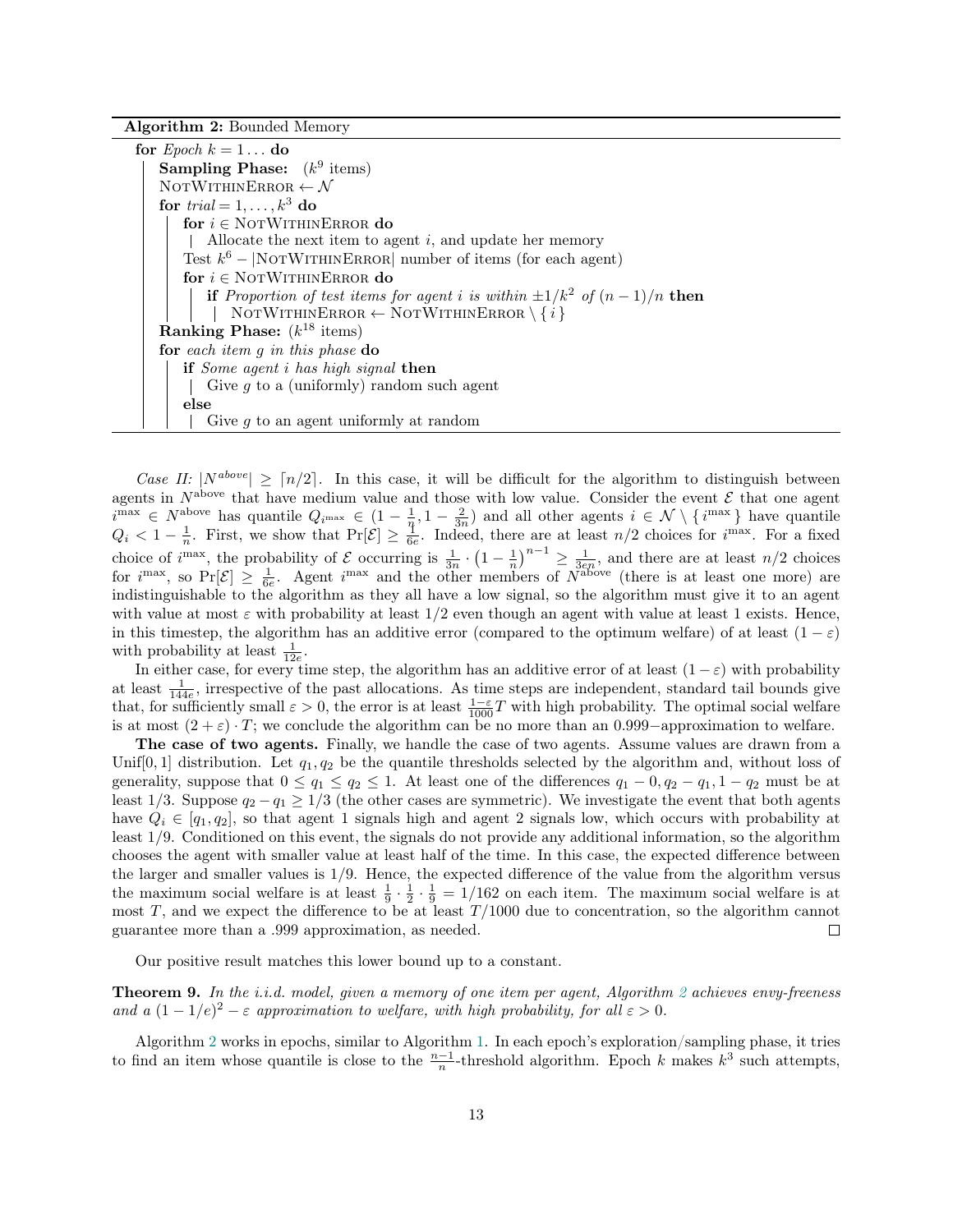**Algorithm 2:** Bounded Memory

```
for Epoch k = 1... do
    Sampling Phase:  (k^9 items)
    NotWithinError ← N
    for trial = 1,...,k^3 do
        for i ∈ NotWithinError do
            Allocate the next item to agent i, and update her memory
        Test k^6 − |NotWithinError| number of items (for each agent)
        for i ∈ NotWithinError do
            if Proportion of test items for agent i is within ±1/k^2 of (n−1)/n then
                NotWithinError ← NotWithinError \ { i }
    Ranking Phase: (k^18 items)
    for each item g in this phase do
        if Some agent i has high signal then
            Give g to a (uniformly) random such agent
        else
            Give g to an agent uniformly at random
```

*Case II:* $|N^{above}| \geq \lceil n/2 \rceil$. In this case, it will be difficult for the algorithm to distinguish between agents in $N^{\text{above}}$ that have medium value and those with low value. Consider the event $\mathcal{E}$ that one agent $i^{\max} \in N^{\text{above}}$ has quantile $Q_{i^{\max}} \in (1 - \frac{1}{n}, 1 - \frac{2}{3n})$ and all other agents $i \in \mathcal{N} \setminus \{ i^{\max} \}$ have quantile $Q_i < 1 - \frac{1}{n}$. First, we show that $\Pr[\mathcal{E}] \geq \frac{1}{6e}$. Indeed, there are at least $n/2$ choices for $i^{\max}$. For a fixed choice of $i^{\max}$, the probability of $\mathcal{E}$ occurring is $\frac{1}{3n} \cdot \left(1 - \frac{1}{n}\right)^{n-1} \geq \frac{1}{3en}$, and there are at least $n/2$ choices for $i^{\max}$, so $\Pr[\mathcal{E}] \geq \frac{1}{6e}$. Agent $i^{\max}$ and the other members of $N^{\text{above}}$ (there is at least one more) are indistinguishable to the algorithm as they all have a low signal, so the algorithm must give it to an agent with value at most $\varepsilon$ with probability at least $1/2$ even though an agent with value at least 1 exists. Hence, in this timestep, the algorithm has an additive error (compared to the optimum welfare) of at least $(1 - \varepsilon)$ with probability at least $\frac{1}{12e}$.

In either case, for every time step, the algorithm has an additive error of at least $(1 - \varepsilon)$ with probability at least $\frac{1}{144e}$, irrespective of the past allocations. As time steps are independent, standard tail bounds give that, for sufficiently small $\varepsilon > 0$, the error is at least $\frac{1-\varepsilon}{1000}T$ with high probability. The optimal social welfare is at most $(2 + \varepsilon) \cdot T$; we conclude the algorithm can be no more than an $0.999-$approximation to welfare.

**The case of two agents.** Finally, we handle the case of two agents. Assume values are drawn from a Unif$[0, 1]$ distribution. Let $q_1, q_2$ be the quantile thresholds selected by the algorithm and, without loss of generality, suppose that $0 \leq q_1 \leq q_2 \leq 1$. At least one of the differences $q_1 - 0, q_2 - q_1, 1 - q_2$ must be at least $1/3$. Suppose $q_2 - q_1 \geq 1/3$ (the other cases are symmetric). We investigate the event that both agents have $Q_i \in [q_1, q_2]$, so that agent 1 signals high and agent 2 signals low, which occurs with probability at least $1/9$. Conditioned on this event, the signals do not provide any additional information, so the algorithm chooses the agent with smaller value at least half of the time. In this case, the expected difference between the larger and smaller values is $1/9$. Hence, the expected difference of the value from the algorithm versus the maximum social welfare is at least $\frac{1}{9} \cdot \frac{1}{2} \cdot \frac{1}{9} = 1/162$ on each item. The maximum social welfare is at most $T$, and we expect the difference to be at least $T/1000$ due to concentration, so the algorithm cannot guarantee more than a .999 approximation, as needed. □

Our positive result matches this lower bound up to a constant.

**Theorem 9.** *In the i.i.d. model, given a memory of one item per agent, Algorithm 2 achieves envy-freeness and a $(1 - 1/e)^2 - \varepsilon$ approximation to welfare, with high probability, for all $\varepsilon > 0$.*

Algorithm 2 works in epochs, similar to Algorithm 1. In each epoch's exploration/sampling phase, it tries to find an item whose quantile is close to the $\frac{n-1}{n}$-threshold algorithm. Epoch $k$ makes $k^3$ such attempts,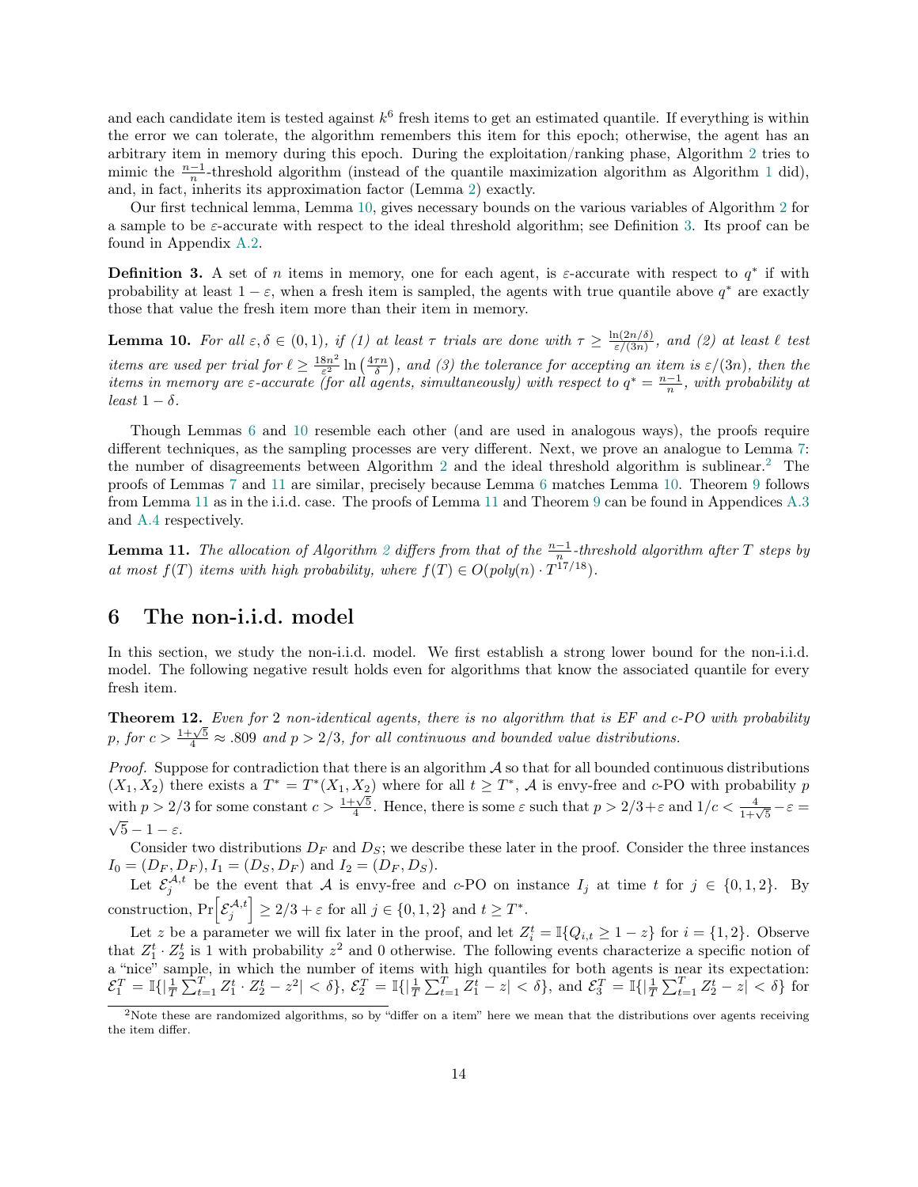and each candidate item is tested against $k^6$ fresh items to get an estimated quantile. If everything is within the error we can tolerate, the algorithm remembers this item for this epoch; otherwise, the agent has an arbitrary item in memory during this epoch. During the exploitation/ranking phase, Algorithm 2 tries to mimic the $\frac{n-1}{n}$-threshold algorithm (instead of the quantile maximization algorithm as Algorithm 1 did), and, in fact, inherits its approximation factor (Lemma 2) exactly.

Our first technical lemma, Lemma 10, gives necessary bounds on the various variables of Algorithm 2 for a sample to be $\varepsilon$-accurate with respect to the ideal threshold algorithm; see Definition 3. Its proof can be found in Appendix A.2.

**Definition 3.** A set of $n$ items in memory, one for each agent, is $\varepsilon$-accurate with respect to $q^*$ if with probability at least $1-\varepsilon$, when a fresh item is sampled, the agents with true quantile above $q^*$ are exactly those that value the fresh item more than their item in memory.

**Lemma 10.** *For all $\varepsilon, \delta \in (0,1)$, if (1) at least $\tau$ trials are done with $\tau \geq \frac{\ln(2n/\delta)}{\varepsilon/(3n)}$, and (2) at least $\ell$ test items are used per trial for $\ell \geq \frac{18n^2}{\varepsilon^2}\ln\left(\frac{4\tau n}{\delta}\right)$, and (3) the tolerance for accepting an item is $\varepsilon/(3n)$, then the items in memory are $\varepsilon$-accurate (for all agents, simultaneously) with respect to $q^* = \frac{n-1}{n}$, with probability at least $1-\delta$.*

Though Lemmas 6 and 10 resemble each other (and are used in analogous ways), the proofs require different techniques, as the sampling processes are very different. Next, we prove an analogue to Lemma 7: the number of disagreements between Algorithm 2 and the ideal threshold algorithm is sublinear.[2] The proofs of Lemmas 7 and 11 are similar, precisely because Lemma 6 matches Lemma 10. Theorem 9 follows from Lemma 11 as in the i.i.d. case. The proofs of Lemma 11 and Theorem 9 can be found in Appendices A.3 and A.4 respectively.

**Lemma 11.** *The allocation of Algorithm 2 differs from that of the $\frac{n-1}{n}$-threshold algorithm after $T$ steps by at most $f(T)$ items with high probability, where $f(T) \in O(poly(n) \cdot T^{17/18})$.*

# 6 The non-i.i.d. model

In this section, we study the non-i.i.d. model. We first establish a strong lower bound for the non-i.i.d. model. The following negative result holds even for algorithms that know the associated quantile for every fresh item.

**Theorem 12.** *Even for 2 non-identical agents, there is no algorithm that is EF and $c$-PO with probability $p$, for $c > \frac{1+\sqrt{5}}{4} \approx .809$ and $p > 2/3$, for all continuous and bounded value distributions.*

*Proof.* Suppose for contradiction that there is an algorithm $\mathcal{A}$ so that for all bounded continuous distributions $(X_1, X_2)$ there exists a $T^* = T^*(X_1, X_2)$ where for all $t \geq T^*$, $\mathcal{A}$ is envy-free and $c$-PO with probability $p$ with $p > 2/3$ for some constant $c > \frac{1+\sqrt{5}}{4}$. Hence, there is some $\varepsilon$ such that $p > 2/3 + \varepsilon$ and $1/c < \frac{4}{1+\sqrt{5}} - \varepsilon = \sqrt{5} - 1 - \varepsilon$.

Consider two distributions $D_F$ and $D_S$; we describe these later in the proof. Consider the three instances $I_0 = (D_F, D_F), I_1 = (D_S, D_F)$ and $I_2 = (D_F, D_S)$.

Let $\mathcal{E}_j^{\mathcal{A},t}$ be the event that $\mathcal{A}$ is envy-free and $c$-PO on instance $I_j$ at time $t$ for $j \in \{0,1,2\}$. By construction, $\Pr\left[\mathcal{E}_j^{\mathcal{A},t}\right] \geq 2/3 + \varepsilon$ for all $j \in \{0,1,2\}$ and $t \geq T^*$.

Let $z$ be a parameter we will fix later in the proof, and let $Z_i^t = \mathbb{I}\{Q_{i,t} \geq 1 - z\}$ for $i = \{1,2\}$. Observe that $Z_1^t \cdot Z_2^t$ is 1 with probability $z^2$ and 0 otherwise. The following events characterize a specific notion of a "nice" sample, in which the number of items with high quantiles for both agents is near its expectation: $\mathcal{E}_1^T = \mathbb{I}\{|\frac{1}{T}\sum_{t=1}^{T} Z_1^t \cdot Z_2^t - z^2| < \delta\}$, $\mathcal{E}_2^T = \mathbb{I}\{|\frac{1}{T}\sum_{t=1}^{T} Z_1^t - z| < \delta\}$, and $\mathcal{E}_3^T = \mathbb{I}\{|\frac{1}{T}\sum_{t=1}^{T} Z_2^t - z| < \delta\}$ for

[2] Note these are randomized algorithms, so by "differ on a item" here we mean that the distributions over agents receiving the item differ.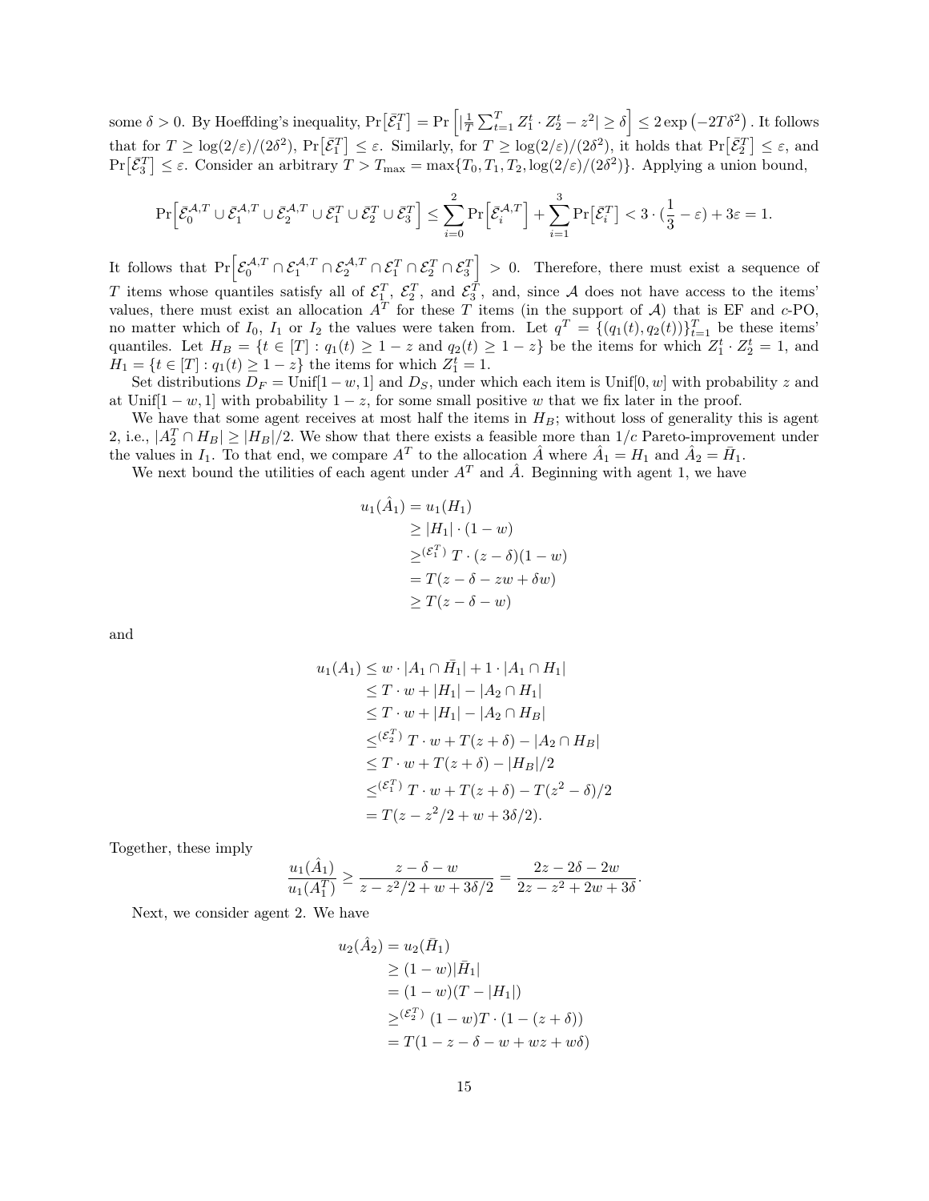some $\delta > 0$. By Hoeffding's inequality, $\Pr\left[\bar{\mathcal{E}}_1^T\right] = \Pr\left[\left|\frac{1}{T}\sum_{t=1}^T Z_1^t \cdot Z_2^t - z^2\right| \geq \delta\right] \leq 2\exp\left(-2T\delta^2\right)$. It follows that for $T \geq \log(2/\varepsilon)/(2\delta^2)$, $\Pr\left[\bar{\mathcal{E}}_1^T\right] \leq \varepsilon$. Similarly, for $T \geq \log(2/\varepsilon)/(2\delta^2)$, it holds that $\Pr\left[\bar{\mathcal{E}}_2^T\right] \leq \varepsilon$, and $\Pr\left[\bar{\mathcal{E}}_3^T\right] \leq \varepsilon$. Consider an arbitrary $T > T_{\max} = \max\{T_0, T_1, T_2, \log(2/\varepsilon)/(2\delta^2)\}$. Applying a union bound,

$$\Pr\left[\bar{\mathcal{E}}_0^{\mathcal{A},T} \cup \bar{\mathcal{E}}_1^{\mathcal{A},T} \cup \bar{\mathcal{E}}_2^{\mathcal{A},T} \cup \bar{\mathcal{E}}_1^T \cup \bar{\mathcal{E}}_2^T \cup \bar{\mathcal{E}}_3^T\right] \leq \sum_{i=0}^{2}\Pr\left[\bar{\mathcal{E}}_i^{\mathcal{A},T}\right] + \sum_{i=1}^{3}\Pr\left[\bar{\mathcal{E}}_i^T\right] < 3\cdot\left(\frac{1}{3} - \varepsilon\right) + 3\varepsilon = 1.$$

It follows that $\Pr\left[\mathcal{E}_0^{\mathcal{A},T} \cap \mathcal{E}_1^{\mathcal{A},T} \cap \mathcal{E}_2^{\mathcal{A},T} \cap \mathcal{E}_1^T \cap \mathcal{E}_2^T \cap \mathcal{E}_3^T\right] > 0$. Therefore, there must exist a sequence of $T$ items whose quantiles satisfy all of $\mathcal{E}_1^T$, $\mathcal{E}_2^T$, and $\mathcal{E}_3^T$, and, since $\mathcal{A}$ does not have access to the items' values, there must exist an allocation $A^T$ for these $T$ items (in the support of $\mathcal{A}$) that is EF and $c$-PO, no matter which of $I_0$, $I_1$ or $I_2$ the values were taken from. Let $q^T = \{(q_1(t), q_2(t))\}_{t=1}^T$ be these items' quantiles. Let $H_B = \{t \in [T] : q_1(t) \geq 1 - z \text{ and } q_2(t) \geq 1 - z\}$ be the items for which $Z_1^t \cdot Z_2^t = 1$, and $H_1 = \{t \in [T] : q_1(t) \geq 1 - z\}$ the items for which $Z_1^t = 1$.

Set distributions $D_F = \text{Unif}[1-w, 1]$ and $D_S$, under which each item is $\text{Unif}[0, w]$ with probability $z$ and at $\text{Unif}[1-w, 1]$ with probability $1 - z$, for some small positive $w$ that we fix later in the proof.

We have that some agent receives at most half the items in $H_B$; without loss of generality this is agent 2, i.e., $|A_2^T \cap H_B| \geq |H_B|/2$. We show that there exists a feasible more than $1/c$ Pareto-improvement under the values in $I_1$. To that end, we compare $A^T$ to the allocation $\hat{A}$ where $\hat{A}_1 = H_1$ and $\hat{A}_2 = \bar{H}_1$.

We next bound the utilities of each agent under $A^T$ and $\hat{A}$. Beginning with agent 1, we have

$$\begin{aligned}
u_1(\hat{A}_1) &= u_1(H_1) \\
&\geq |H_1| \cdot (1 - w) \\
&\geq^{(\mathcal{E}_1^T)} T \cdot (z - \delta)(1 - w) \\
&= T(z - \delta - zw + \delta w) \\
&\geq T(z - \delta - w)
\end{aligned}$$

and

$$\begin{aligned}
u_1(A_1) &\leq w \cdot |A_1 \cap \bar{H}_1| + 1 \cdot |A_1 \cap H_1| \\
&\leq T \cdot w + |H_1| - |A_2 \cap H_1| \\
&\leq T \cdot w + |H_1| - |A_2 \cap H_B| \\
&\leq^{(\mathcal{E}_2^T)} T \cdot w + T(z + \delta) - |A_2 \cap H_B| \\
&\leq T \cdot w + T(z + \delta) - |H_B|/2 \\
&\leq^{(\mathcal{E}_1^T)} T \cdot w + T(z + \delta) - T(z^2 - \delta)/2 \\
&= T(z - z^2/2 + w + 3\delta/2).
\end{aligned}$$

Together, these imply

$$\frac{u_1(\hat{A}_1)}{u_1(A_1^T)} \geq \frac{z - \delta - w}{z - z^2/2 + w + 3\delta/2} = \frac{2z - 2\delta - 2w}{2z - z^2 + 2w + 3\delta}.$$

Next, we consider agent 2. We have

$$\begin{aligned}
u_2(\hat{A}_2) &= u_2(\bar{H}_1) \\
&\geq (1 - w)|\bar{H}_1| \\
&= (1 - w)(T - |H_1|) \\
&\geq^{(\mathcal{E}_2^T)} (1 - w)T \cdot (1 - (z + \delta)) \\
&= T(1 - z - \delta - w + wz + w\delta)
\end{aligned}$$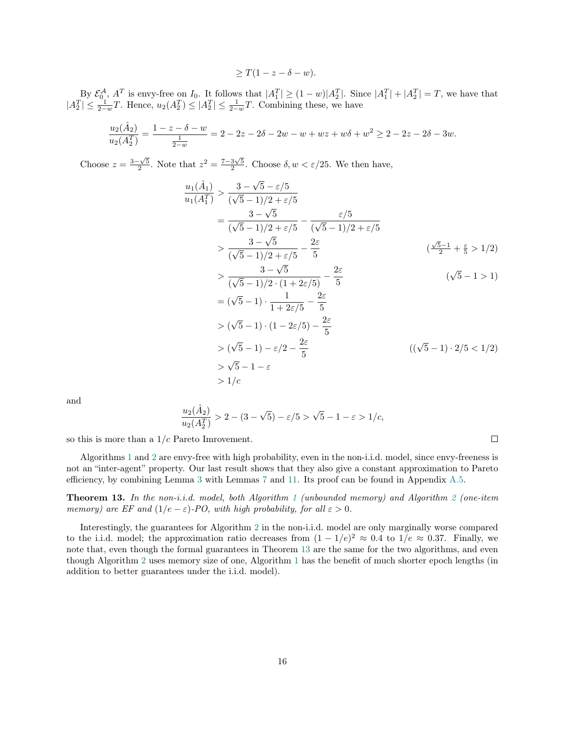$$\geq T(1 - z - \delta - w).$$

By $\mathcal{E}_0^{\mathcal{A}}$, $A^T$ is envy-free on $I_0$. It follows that $|A_1^T| \geq (1-w)|A_2^T|$. Since $|A_1^T| + |A_2^T| = T$, we have that $|A_2^T| \leq \frac{1}{2-w}T$. Hence, $u_2(A_2^T) \leq |A_2^T| \leq \frac{1}{2-w}T$. Combining these, we have

$$\frac{u_2(\hat{A}_2)}{u_2(A_2^T)} = \frac{1 - z - \delta - w}{\frac{1}{2-w}} = 2 - 2z - 2\delta - 2w - w + wz + w\delta + w^2 \geq 2 - 2z - 2\delta - 3w.$$

Choose $z = \frac{3-\sqrt{5}}{2}$. Note that $z^2 = \frac{7-3\sqrt{5}}{2}$. Choose $\delta, w < \varepsilon/25$. We then have,

$$
\begin{aligned}
\frac{u_1(\hat{A}_1)}{u_1(A_1^T)} &> \frac{3 - \sqrt{5} - \varepsilon/5}{(\sqrt{5}-1)/2 + \varepsilon/5} \\
&= \frac{3-\sqrt{5}}{(\sqrt{5}-1)/2 + \varepsilon/5} - \frac{\varepsilon/5}{(\sqrt{5}-1)/2 + \varepsilon/5} \\
&> \frac{3-\sqrt{5}}{(\sqrt{5}-1)/2 + \varepsilon/5} - \frac{2\varepsilon}{5} && \left(\tfrac{\sqrt{5}-1}{2} + \tfrac{\varepsilon}{5} > 1/2\right) \\
&> \frac{3-\sqrt{5}}{(\sqrt{5}-1)/2 \cdot (1 + 2\varepsilon/5)} - \frac{2\varepsilon}{5} && (\sqrt{5} - 1 > 1) \\
&= (\sqrt{5}-1) \cdot \frac{1}{1 + 2\varepsilon/5} - \frac{2\varepsilon}{5} \\
&> (\sqrt{5}-1) \cdot (1 - 2\varepsilon/5) - \frac{2\varepsilon}{5} \\
&> (\sqrt{5}-1) - \varepsilon/2 - \frac{2\varepsilon}{5} && ((\sqrt{5}-1)\cdot 2/5 < 1/2) \\
&> \sqrt{5} - 1 - \varepsilon \\
&> 1/c
\end{aligned}
$$

and

$$\frac{u_2(\hat{A}_2)}{u_2(A_2^T)} > 2 - (3 - \sqrt{5}) - \varepsilon/5 > \sqrt{5} - 1 - \varepsilon > 1/c,$$

so this is more than a $1/c$ Pareto Imrovement. □

Algorithms 1 and 2 are envy-free with high probability, even in the non-i.i.d. model, since envy-freeness is not an "inter-agent" property. Our last result shows that they also give a constant approximation to Pareto efficiency, by combining Lemma 3 with Lemmas 7 and 11. Its proof can be found in Appendix A.5.

**Theorem 13.** *In the non-i.i.d. model, both Algorithm 1 (unbounded memory) and Algorithm 2 (one-item memory) are EF and $(1/e - \varepsilon)$-PO, with high probability, for all $\varepsilon > 0$.*

Interestingly, the guarantees for Algorithm 2 in the non-i.i.d. model are only marginally worse compared to the i.i.d. model; the approximation ratio decreases from $(1 - 1/e)^2 \approx 0.4$ to $1/e \approx 0.37$. Finally, we note that, even though the formal guarantees in Theorem 13 are the same for the two algorithms, and even though Algorithm 2 uses memory size of one, Algorithm 1 has the benefit of much shorter epoch lengths (in addition to better guarantees under the i.i.d. model).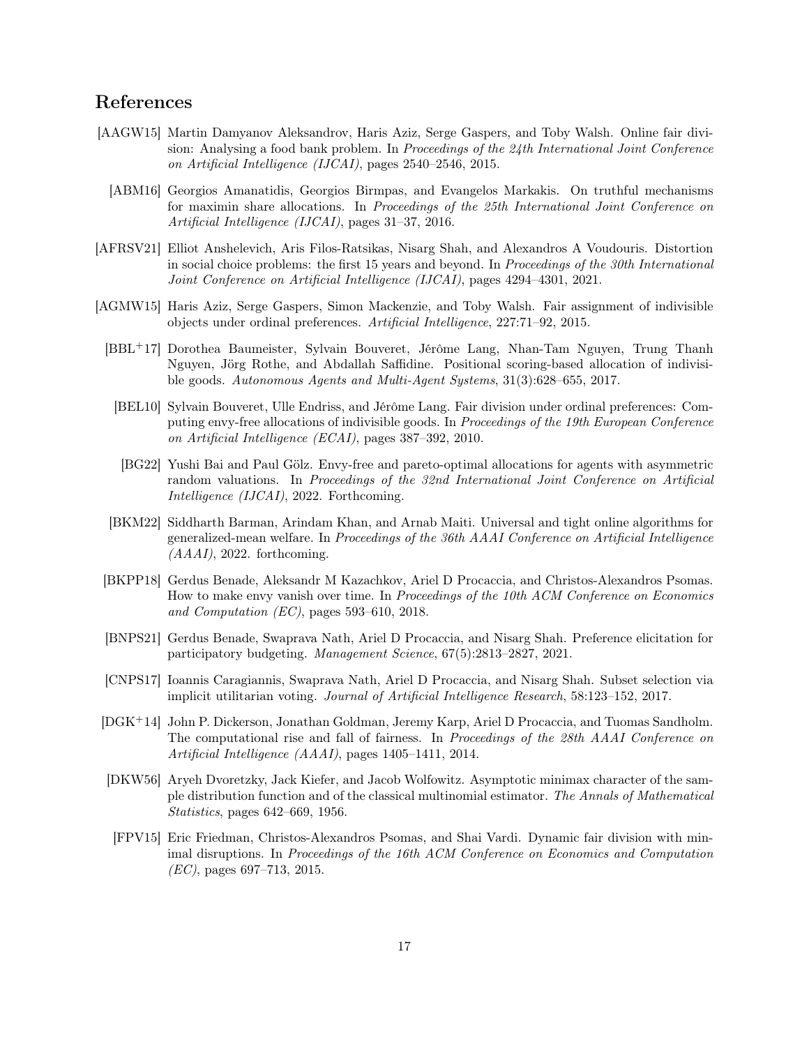# References

[AAGW15] Martin Damyanov Aleksandrov, Haris Aziz, Serge Gaspers, and Toby Walsh. Online fair division: Analysing a food bank problem. In *Proceedings of the 24th International Joint Conference on Artificial Intelligence (IJCAI)*, pages 2540–2546, 2015.

[ABM16] Georgios Amanatidis, Georgios Birmpas, and Evangelos Markakis. On truthful mechanisms for maximin share allocations. In *Proceedings of the 25th International Joint Conference on Artificial Intelligence (IJCAI)*, pages 31–37, 2016.

[AFRSV21] Elliot Anshelevich, Aris Filos-Ratsikas, Nisarg Shah, and Alexandros A Voudouris. Distortion in social choice problems: the first 15 years and beyond. In *Proceedings of the 30th International Joint Conference on Artificial Intelligence (IJCAI)*, pages 4294–4301, 2021.

[AGMW15] Haris Aziz, Serge Gaspers, Simon Mackenzie, and Toby Walsh. Fair assignment of indivisible objects under ordinal preferences. *Artificial Intelligence*, 227:71–92, 2015.

[BBL+17] Dorothea Baumeister, Sylvain Bouveret, Jérôme Lang, Nhan-Tam Nguyen, Trung Thanh Nguyen, Jörg Rothe, and Abdallah Saffidine. Positional scoring-based allocation of indivisible goods. *Autonomous Agents and Multi-Agent Systems*, 31(3):628–655, 2017.

[BEL10] Sylvain Bouveret, Ulle Endriss, and Jérôme Lang. Fair division under ordinal preferences: Computing envy-free allocations of indivisible goods. In *Proceedings of the 19th European Conference on Artificial Intelligence (ECAI)*, pages 387–392, 2010.

[BG22] Yushi Bai and Paul Gölz. Envy-free and pareto-optimal allocations for agents with asymmetric random valuations. In *Proceedings of the 32nd International Joint Conference on Artificial Intelligence (IJCAI)*, 2022. Forthcoming.

[BKM22] Siddharth Barman, Arindam Khan, and Arnab Maiti. Universal and tight online algorithms for generalized-mean welfare. In *Proceedings of the 36th AAAI Conference on Artificial Intelligence (AAAI)*, 2022. forthcoming.

[BKPP18] Gerdus Benade, Aleksandr M Kazachkov, Ariel D Procaccia, and Christos-Alexandros Psomas. How to make envy vanish over time. In *Proceedings of the 10th ACM Conference on Economics and Computation (EC)*, pages 593–610, 2018.

[BNPS21] Gerdus Benade, Swaprava Nath, Ariel D Procaccia, and Nisarg Shah. Preference elicitation for participatory budgeting. *Management Science*, 67(5):2813–2827, 2021.

[CNPS17] Ioannis Caragiannis, Swaprava Nath, Ariel D Procaccia, and Nisarg Shah. Subset selection via implicit utilitarian voting. *Journal of Artificial Intelligence Research*, 58:123–152, 2017.

[DGK+14] John P. Dickerson, Jonathan Goldman, Jeremy Karp, Ariel D Procaccia, and Tuomas Sandholm. The computational rise and fall of fairness. In *Proceedings of the 28th AAAI Conference on Artificial Intelligence (AAAI)*, pages 1405–1411, 2014.

[DKW56] Aryeh Dvoretzky, Jack Kiefer, and Jacob Wolfowitz. Asymptotic minimax character of the sample distribution function and of the classical multinomial estimator. *The Annals of Mathematical Statistics*, pages 642–669, 1956.

[FPV15] Eric Friedman, Christos-Alexandros Psomas, and Shai Vardi. Dynamic fair division with minimal disruptions. In *Proceedings of the 16th ACM Conference on Economics and Computation (EC)*, pages 697–713, 2015.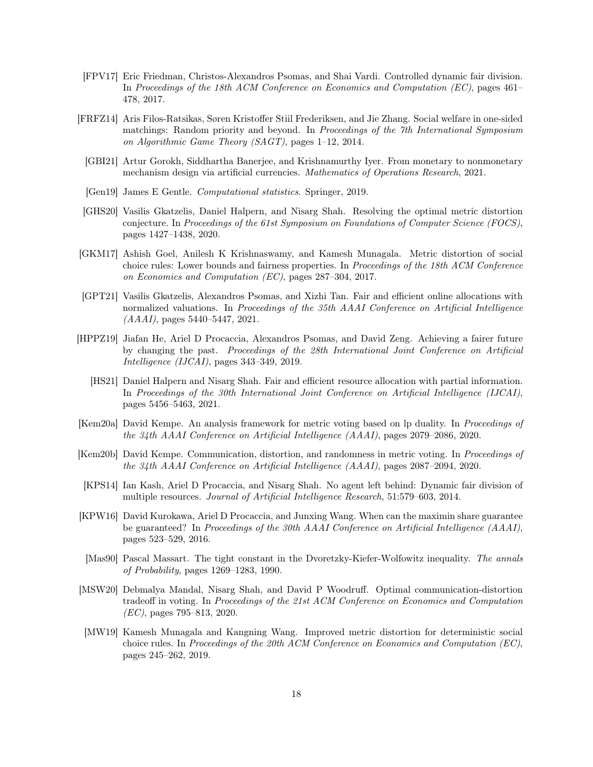[FPV17] Eric Friedman, Christos-Alexandros Psomas, and Shai Vardi. Controlled dynamic fair division. In *Proceedings of the 18th ACM Conference on Economics and Computation (EC)*, pages 461–478, 2017.

[FRFZ14] Aris Filos-Ratsikas, Søren Kristoffer Stiil Frederiksen, and Jie Zhang. Social welfare in one-sided matchings: Random priority and beyond. In *Proceedings of the 7th International Symposium on Algorithmic Game Theory (SAGT)*, pages 1–12, 2014.

[GBI21] Artur Gorokh, Siddhartha Banerjee, and Krishnamurthy Iyer. From monetary to nonmonetary mechanism design via artificial currencies. *Mathematics of Operations Research*, 2021.

[Gen19] James E Gentle. *Computational statistics*. Springer, 2019.

[GHS20] Vasilis Gkatzelis, Daniel Halpern, and Nisarg Shah. Resolving the optimal metric distortion conjecture. In *Proceedings of the 61st Symposium on Foundations of Computer Science (FOCS)*, pages 1427–1438, 2020.

[GKM17] Ashish Goel, Anilesh K Krishnaswamy, and Kamesh Munagala. Metric distortion of social choice rules: Lower bounds and fairness properties. In *Proceedings of the 18th ACM Conference on Economics and Computation (EC)*, pages 287–304, 2017.

[GPT21] Vasilis Gkatzelis, Alexandros Psomas, and Xizhi Tan. Fair and efficient online allocations with normalized valuations. In *Proceedings of the 35th AAAI Conference on Artificial Intelligence (AAAI)*, pages 5440–5447, 2021.

[HPPZ19] Jiafan He, Ariel D Procaccia, Alexandros Psomas, and David Zeng. Achieving a fairer future by changing the past. *Proceedings of the 28th International Joint Conference on Artificial Intelligence (IJCAI)*, pages 343–349, 2019.

[HS21] Daniel Halpern and Nisarg Shah. Fair and efficient resource allocation with partial information. In *Proceedings of the 30th International Joint Conference on Artificial Intelligence (IJCAI)*, pages 5456–5463, 2021.

[Kem20a] David Kempe. An analysis framework for metric voting based on lp duality. In *Proceedings of the 34th AAAI Conference on Artificial Intelligence (AAAI)*, pages 2079–2086, 2020.

[Kem20b] David Kempe. Communication, distortion, and randomness in metric voting. In *Proceedings of the 34th AAAI Conference on Artificial Intelligence (AAAI)*, pages 2087–2094, 2020.

[KPS14] Ian Kash, Ariel D Procaccia, and Nisarg Shah. No agent left behind: Dynamic fair division of multiple resources. *Journal of Artificial Intelligence Research*, 51:579–603, 2014.

[KPW16] David Kurokawa, Ariel D Procaccia, and Junxing Wang. When can the maximin share guarantee be guaranteed? In *Proceedings of the 30th AAAI Conference on Artificial Intelligence (AAAI)*, pages 523–529, 2016.

[Mas90] Pascal Massart. The tight constant in the Dvoretzky-Kiefer-Wolfowitz inequality. *The annals of Probability*, pages 1269–1283, 1990.

[MSW20] Debmalya Mandal, Nisarg Shah, and David P Woodruff. Optimal communication-distortion tradeoff in voting. In *Proceedings of the 21st ACM Conference on Economics and Computation (EC)*, pages 795–813, 2020.

[MW19] Kamesh Munagala and Kangning Wang. Improved metric distortion for deterministic social choice rules. In *Proceedings of the 20th ACM Conference on Economics and Computation (EC)*, pages 245–262, 2019.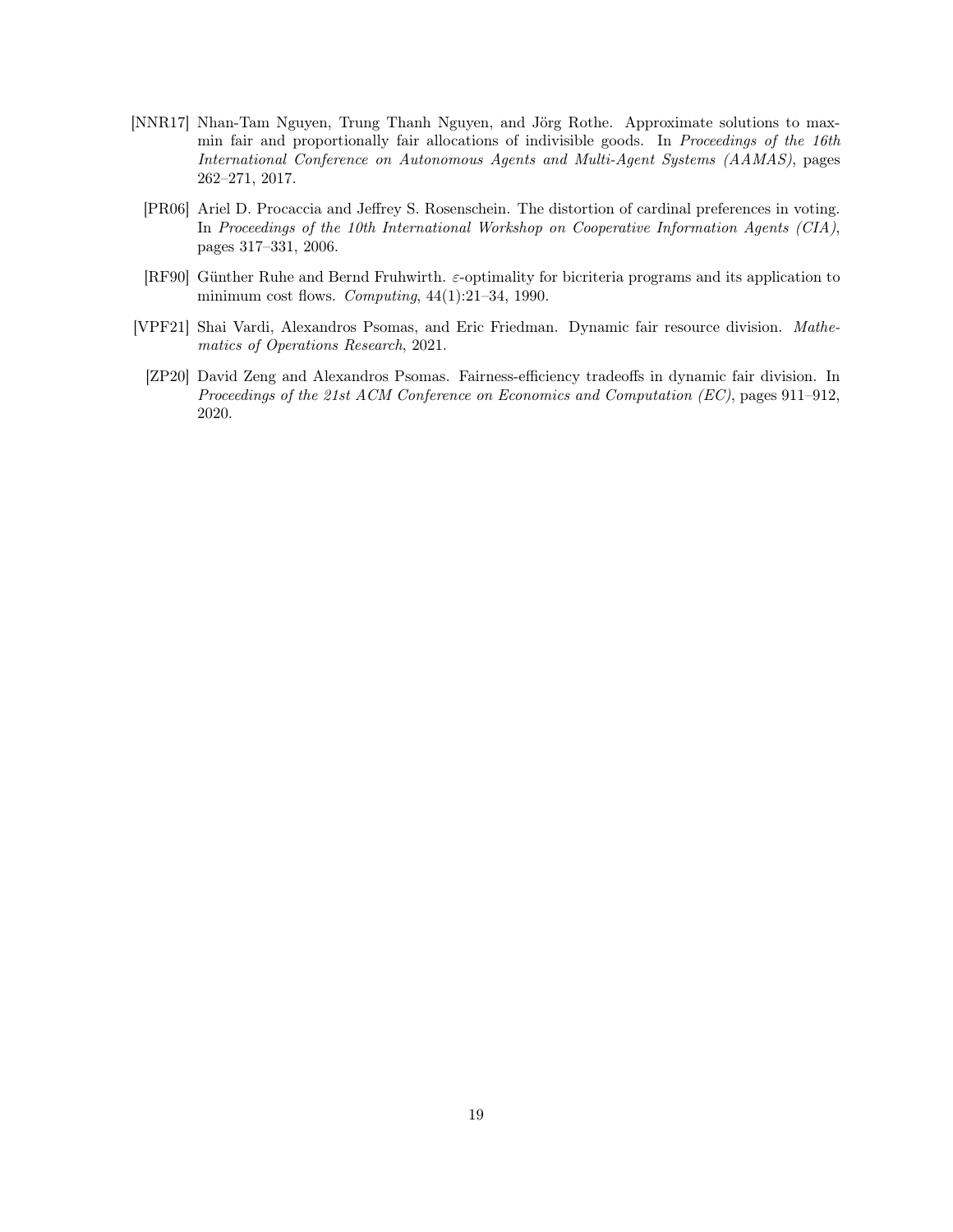[NNR17] Nhan-Tam Nguyen, Trung Thanh Nguyen, and Jörg Rothe. Approximate solutions to max-min fair and proportionally fair allocations of indivisible goods. In *Proceedings of the 16th International Conference on Autonomous Agents and Multi-Agent Systems (AAMAS)*, pages 262–271, 2017.

[PR06] Ariel D. Procaccia and Jeffrey S. Rosenschein. The distortion of cardinal preferences in voting. In *Proceedings of the 10th International Workshop on Cooperative Information Agents (CIA)*, pages 317–331, 2006.

[RF90] Günther Ruhe and Bernd Fruhwirth. $\varepsilon$-optimality for bicriteria programs and its application to minimum cost flows. *Computing*, 44(1):21–34, 1990.

[VPF21] Shai Vardi, Alexandros Psomas, and Eric Friedman. Dynamic fair resource division. *Mathematics of Operations Research*, 2021.

[ZP20] David Zeng and Alexandros Psomas. Fairness-efficiency tradeoffs in dynamic fair division. In *Proceedings of the 21st ACM Conference on Economics and Computation (EC)*, pages 911–912, 2020.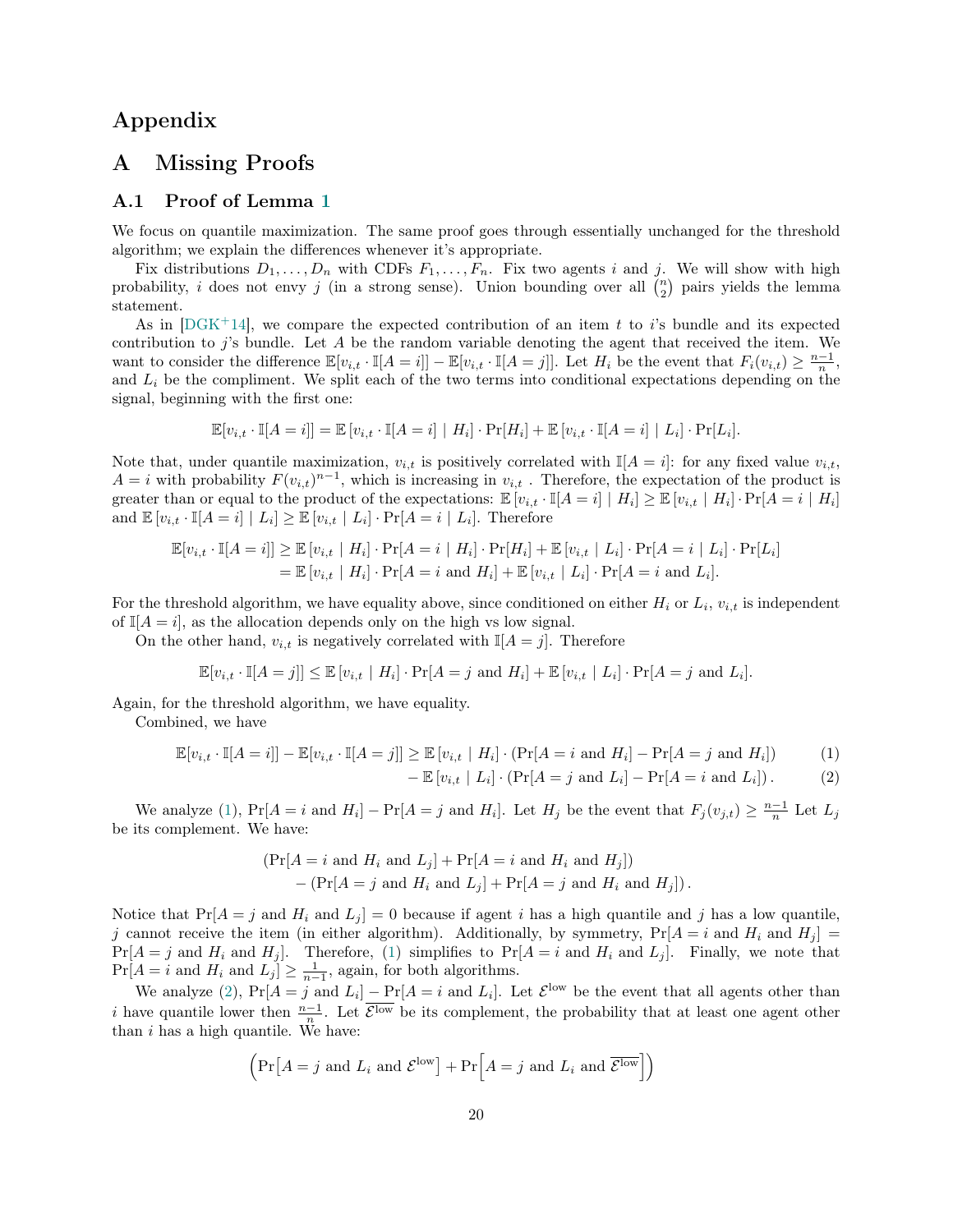# Appendix

# A Missing Proofs

## A.1 Proof of Lemma 1

We focus on quantile maximization. The same proof goes through essentially unchanged for the threshold algorithm; we explain the differences whenever it's appropriate.

Fix distributions $D_1, \ldots, D_n$ with CDFs $F_1, \ldots, F_n$. Fix two agents $i$ and $j$. We will show with high probability, $i$ does not envy $j$ (in a strong sense). Union bounding over all $\binom{n}{2}$ pairs yields the lemma statement.

As in [DGK+14], we compare the expected contribution of an item $t$ to $i$'s bundle and its expected contribution to $j$'s bundle. Let $A$ be the random variable denoting the agent that received the item. We want to consider the difference $\mathbb{E}[v_{i,t} \cdot \mathbb{I}[A = i]] - \mathbb{E}[v_{i,t} \cdot \mathbb{I}[A = j]]$. Let $H_i$ be the event that $F_i(v_{i,t}) \geq \frac{n-1}{n}$, and $L_i$ be the compliment. We split each of the two terms into conditional expectations depending on the signal, beginning with the first one:

$$\mathbb{E}[v_{i,t} \cdot \mathbb{I}[A = i]] = \mathbb{E}\left[v_{i,t} \cdot \mathbb{I}[A = i] \mid H_i\right] \cdot \Pr[H_i] + \mathbb{E}\left[v_{i,t} \cdot \mathbb{I}[A = i] \mid L_i\right] \cdot \Pr[L_i].$$

Note that, under quantile maximization, $v_{i,t}$ is positively correlated with $\mathbb{I}[A = i]$: for any fixed value $v_{i,t}$, $A = i$ with probability $F(v_{i,t})^{n-1}$, which is increasing in $v_{i,t}$ . Therefore, the expectation of the product is greater than or equal to the product of the expectations: $\mathbb{E}\left[v_{i,t} \cdot \mathbb{I}[A = i] \mid H_i\right] \geq \mathbb{E}\left[v_{i,t} \mid H_i\right] \cdot \Pr[A = i \mid H_i]$ and $\mathbb{E}\left[v_{i,t} \cdot \mathbb{I}[A = i] \mid L_i\right] \geq \mathbb{E}\left[v_{i,t} \mid L_i\right] \cdot \Pr[A = i \mid L_i]$. Therefore

$$\begin{aligned}
\mathbb{E}[v_{i,t} \cdot \mathbb{I}[A = i]] &\geq \mathbb{E}\left[v_{i,t} \mid H_i\right] \cdot \Pr[A = i \mid H_i] \cdot \Pr[H_i] + \mathbb{E}\left[v_{i,t} \mid L_i\right] \cdot \Pr[A = i \mid L_i] \cdot \Pr[L_i] \\
&= \mathbb{E}\left[v_{i,t} \mid H_i\right] \cdot \Pr[A = i \text{ and } H_i] + \mathbb{E}\left[v_{i,t} \mid L_i\right] \cdot \Pr[A = i \text{ and } L_i].
\end{aligned}$$

For the threshold algorithm, we have equality above, since conditioned on either $H_i$ or $L_i$, $v_{i,t}$ is independent of $\mathbb{I}[A = i]$, as the allocation depends only on the high vs low signal.

On the other hand, $v_{i,t}$ is negatively correlated with $\mathbb{I}[A = j]$. Therefore

$$\mathbb{E}[v_{i,t} \cdot \mathbb{I}[A = j]] \leq \mathbb{E}\left[v_{i,t} \mid H_i\right] \cdot \Pr[A = j \text{ and } H_i] + \mathbb{E}\left[v_{i,t} \mid L_i\right] \cdot \Pr[A = j \text{ and } L_i].$$

Again, for the threshold algorithm, we have equality.

Combined, we have

$$\begin{aligned}
\mathbb{E}[v_{i,t} \cdot \mathbb{I}[A = i]] - \mathbb{E}[v_{i,t} \cdot \mathbb{I}[A = j]] \geq\ & \mathbb{E}\left[v_{i,t} \mid H_i\right] \cdot \left(\Pr[A = i \text{ and } H_i] - \Pr[A = j \text{ and } H_i]\right) \qquad (1)\\
& - \mathbb{E}\left[v_{i,t} \mid L_i\right] \cdot \left(\Pr[A = j \text{ and } L_i] - \Pr[A = i \text{ and } L_i]\right). \qquad (2)
\end{aligned}$$

We analyze (1), $\Pr[A = i \text{ and } H_i] - \Pr[A = j \text{ and } H_i]$. Let $H_j$ be the event that $F_j(v_{j,t}) \geq \frac{n-1}{n}$ Let $L_j$ be its complement. We have:

$$\begin{aligned}
&(\Pr[A = i \text{ and } H_i \text{ and } L_j] + \Pr[A = i \text{ and } H_i \text{ and } H_j]) \\
&\quad - (\Pr[A = j \text{ and } H_i \text{ and } L_j] + \Pr[A = j \text{ and } H_i \text{ and } H_j]).
\end{aligned}$$

Notice that $\Pr[A = j \text{ and } H_i \text{ and } L_j] = 0$ because if agent $i$ has a high quantile and $j$ has a low quantile, $j$ cannot receive the item (in either algorithm). Additionally, by symmetry, $\Pr[A = i \text{ and } H_i \text{ and } H_j] = \Pr[A = j \text{ and } H_i \text{ and } H_j]$. Therefore, (1) simplifies to $\Pr[A = i \text{ and } H_i \text{ and } L_j]$. Finally, we note that $\Pr[A = i \text{ and } H_i \text{ and } L_j] \geq \frac{1}{n-1}$, again, for both algorithms.

We analyze (2), $\Pr[A = j \text{ and } L_i] - \Pr[A = i \text{ and } L_i]$. Let $\mathcal{E}^{\text{low}}$ be the event that all agents other than $i$ have quantile lower then $\frac{n-1}{n}$. Let $\overline{\mathcal{E}^{\text{low}}}$ be its complement, the probability that at least one agent other than $i$ has a high quantile. We have:

$$\left(\Pr\left[A = j \text{ and } L_i \text{ and } \mathcal{E}^{\text{low}}\right] + \Pr\left[A = j \text{ and } L_i \text{ and } \overline{\mathcal{E}^{\text{low}}}\right]\right)$$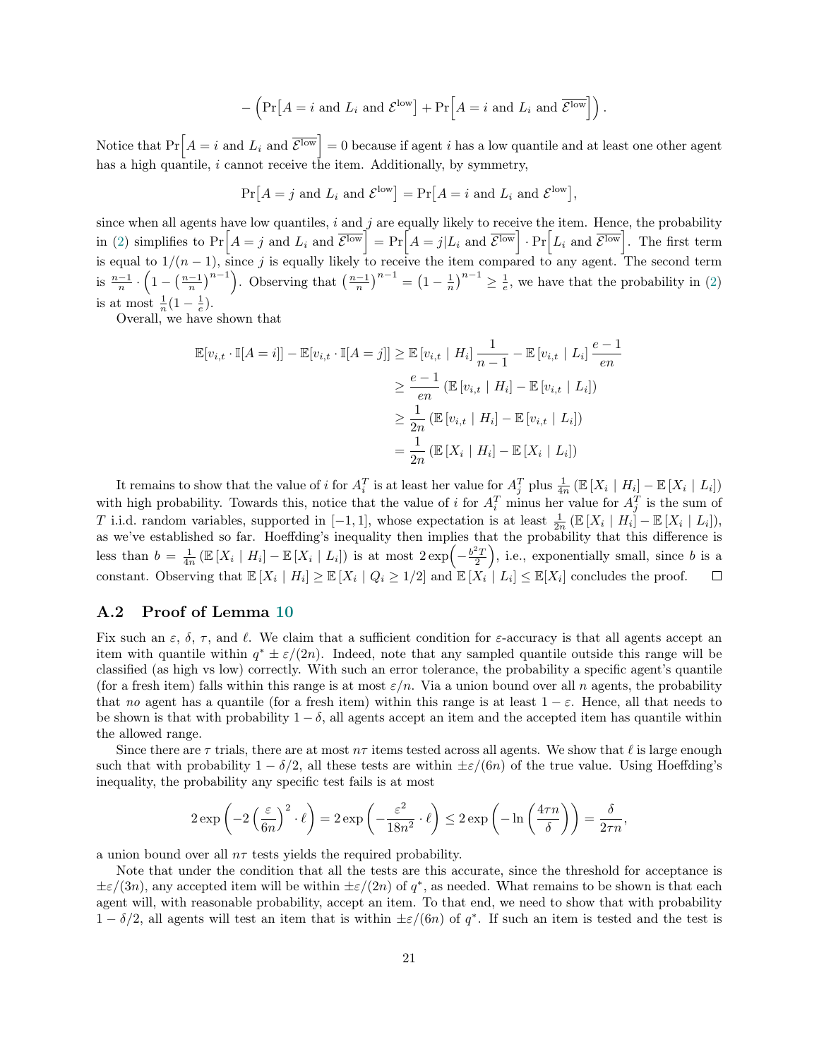$$- \left( \Pr\left[A = i \text{ and } L_i \text{ and } \mathcal{E}^{\text{low}}\right] + \Pr\left[A = i \text{ and } L_i \text{ and } \overline{\mathcal{E}^{\text{low}}}\right] \right).$$

Notice that $\Pr\left[A = i \text{ and } L_i \text{ and } \overline{\mathcal{E}^{\text{low}}}\right] = 0$ because if agent $i$ has a low quantile and at least one other agent has a high quantile, $i$ cannot receive the item. Additionally, by symmetry,

$$\Pr\left[A = j \text{ and } L_i \text{ and } \mathcal{E}^{\text{low}}\right] = \Pr\left[A = i \text{ and } L_i \text{ and } \mathcal{E}^{\text{low}}\right],$$

since when all agents have low quantiles, $i$ and $j$ are equally likely to receive the item. Hence, the probability in (2) simplifies to $\Pr\left[A = j \text{ and } L_i \text{ and } \overline{\mathcal{E}^{\text{low}}}\right] = \Pr\left[A = j | L_i \text{ and } \overline{\mathcal{E}^{\text{low}}}\right] \cdot \Pr\left[L_i \text{ and } \overline{\mathcal{E}^{\text{low}}}\right]$. The first term is equal to $1/(n-1)$, since $j$ is equally likely to receive the item compared to any agent. The second term is $\frac{n-1}{n} \cdot \left(1 - \left(\frac{n-1}{n}\right)^{n-1}\right)$. Observing that $\left(\frac{n-1}{n}\right)^{n-1} = \left(1 - \frac{1}{n}\right)^{n-1} \geq \frac{1}{e}$, we have that the probability in (2) is at most $\frac{1}{n}(1 - \frac{1}{e})$.

Overall, we have shown that

$$\begin{aligned}
\mathbb{E}[v_{i,t} \cdot \mathbb{I}[A = i]] - \mathbb{E}[v_{i,t} \cdot \mathbb{I}[A = j]] &\geq \mathbb{E}\left[v_{i,t} \mid H_i\right] \frac{1}{n-1} - \mathbb{E}\left[v_{i,t} \mid L_i\right] \frac{e-1}{en} \\
&\geq \frac{e-1}{en} \left(\mathbb{E}\left[v_{i,t} \mid H_i\right] - \mathbb{E}\left[v_{i,t} \mid L_i\right]\right) \\
&\geq \frac{1}{2n} \left(\mathbb{E}\left[v_{i,t} \mid H_i\right] - \mathbb{E}\left[v_{i,t} \mid L_i\right]\right) \\
&= \frac{1}{2n} \left(\mathbb{E}\left[X_i \mid H_i\right] - \mathbb{E}\left[X_i \mid L_i\right]\right)
\end{aligned}$$

It remains to show that the value of $i$ for $A_i^T$ is at least her value for $A_j^T$ plus $\frac{1}{4n}\left(\mathbb{E}\left[X_i \mid H_i\right] - \mathbb{E}\left[X_i \mid L_i\right]\right)$ with high probability. Towards this, notice that the value of $i$ for $A_i^T$ minus her value for $A_j^T$ is the sum of $T$ i.i.d. random variables, supported in $[-1, 1]$, whose expectation is at least $\frac{1}{2n}\left(\mathbb{E}\left[X_i \mid H_i\right] - \mathbb{E}\left[X_i \mid L_i\right]\right)$, as we've established so far. Hoeffding's inequality then implies that the probability that this difference is less than $b = \frac{1}{4n}\left(\mathbb{E}\left[X_i \mid H_i\right] - \mathbb{E}\left[X_i \mid L_i\right]\right)$ is at most $2\exp\left(-\frac{b^2 T}{2}\right)$, i.e., exponentially small, since $b$ is a constant. Observing that $\mathbb{E}\left[X_i \mid H_i\right] \geq \mathbb{E}\left[X_i \mid Q_i \geq 1/2\right]$ and $\mathbb{E}\left[X_i \mid L_i\right] \leq \mathbb{E}[X_i]$ concludes the proof. □

### A.2 Proof of Lemma 10

Fix such an $\varepsilon$, $\delta$, $\tau$, and $\ell$. We claim that a sufficient condition for $\varepsilon$-accuracy is that all agents accept an item with quantile within $q^* \pm \varepsilon/(2n)$. Indeed, note that any sampled quantile outside this range will be classified (as high vs low) correctly. With such an error tolerance, the probability a specific agent's quantile (for a fresh item) falls within this range is at most $\varepsilon/n$. Via a union bound over all $n$ agents, the probability that *no* agent has a quantile (for a fresh item) within this range is at least $1 - \varepsilon$. Hence, all that needs to be shown is that with probability $1 - \delta$, all agents accept an item and the accepted item has quantile within the allowed range.

Since there are $\tau$ trials, there are at most $n\tau$ items tested across all agents. We show that $\ell$ is large enough such that with probability $1 - \delta/2$, all these tests are within $\pm\varepsilon/(6n)$ of the true value. Using Hoeffding's inequality, the probability any specific test fails is at most

$$2\exp\left(-2\left(\frac{\varepsilon}{6n}\right)^2 \cdot \ell\right) = 2\exp\left(-\frac{\varepsilon^2}{18n^2} \cdot \ell\right) \leq 2\exp\left(-\ln\left(\frac{4\tau n}{\delta}\right)\right) = \frac{\delta}{2\tau n},$$

a union bound over all $n\tau$ tests yields the required probability.

Note that under the condition that all the tests are this accurate, since the threshold for acceptance is $\pm\varepsilon/(3n)$, any accepted item will be within $\pm\varepsilon/(2n)$ of $q^*$, as needed. What remains to be shown is that each agent will, with reasonable probability, accept an item. To that end, we need to show that with probability $1 - \delta/2$, all agents will test an item that is within $\pm\varepsilon/(6n)$ of $q^*$. If such an item is tested and the test is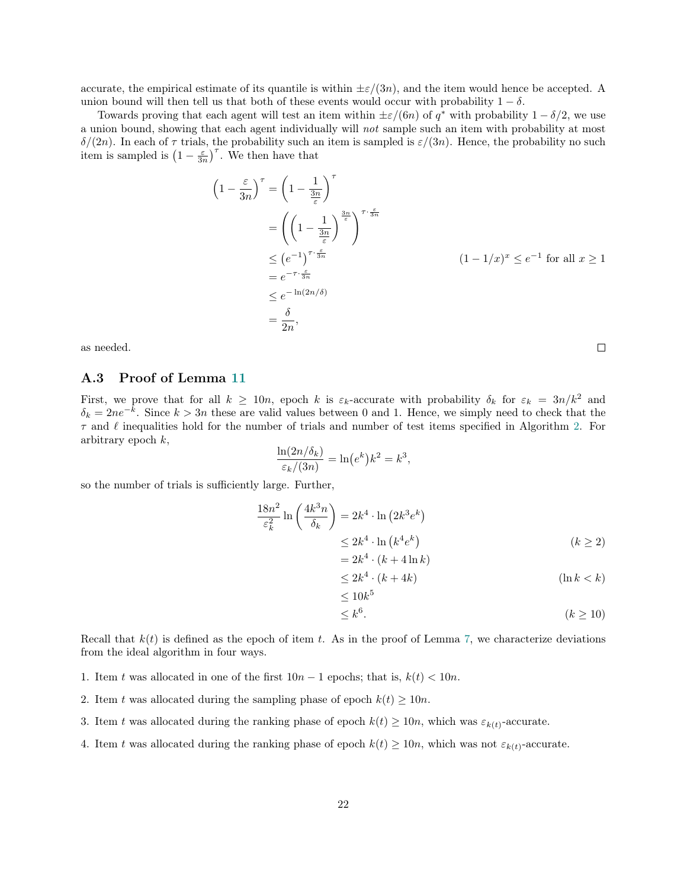accurate, the empirical estimate of its quantile is within $\pm\varepsilon/(3n)$, and the item would hence be accepted. A union bound will then tell us that both of these events would occur with probability $1-\delta$.

Towards proving that each agent will test an item within $\pm\varepsilon/(6n)$ of $q^*$ with probability $1-\delta/2$, we use a union bound, showing that each agent individually will *not* sample such an item with probability at most $\delta/(2n)$. In each of $\tau$ trials, the probability such an item is sampled is $\varepsilon/(3n)$. Hence, the probability no such item is sampled is $\left(1-\frac{\varepsilon}{3n}\right)^{\tau}$. We then have that

$$
\begin{aligned}
\left(1-\frac{\varepsilon}{3n}\right)^{\tau} &= \left(1-\frac{1}{\frac{3n}{\varepsilon}}\right)^{\tau} \\
&= \left(\left(1-\frac{1}{\frac{3n}{\varepsilon}}\right)^{\frac{3n}{\varepsilon}}\right)^{\tau\cdot\frac{\varepsilon}{3n}} \\
&\le \left(e^{-1}\right)^{\tau\cdot\frac{\varepsilon}{3n}} && (1-1/x)^x \le e^{-1} \text{ for all } x \ge 1 \\
&= e^{-\tau\cdot\frac{\varepsilon}{3n}} \\
&\le e^{-\ln(2n/\delta)} \\
&= \frac{\delta}{2n},
\end{aligned}
$$

as needed. ∎

### A.3 Proof of Lemma 11

First, we prove that for all $k \ge 10n$, epoch $k$ is $\varepsilon_k$-accurate with probability $\delta_k$ for $\varepsilon_k = 3n/k^2$ and $\delta_k = 2ne^{-k}$. Since $k > 3n$ these are valid values between 0 and 1. Hence, we simply need to check that the $\tau$ and $\ell$ inequalities hold for the number of trials and number of test items specified in Algorithm 2. For arbitrary epoch $k$,

$$
\frac{\ln(2n/\delta_k)}{\varepsilon_k/(3n)} = \ln\left(e^k\right)k^2 = k^3,
$$

so the number of trials is sufficiently large. Further,

$$
\begin{aligned}
\frac{18n^2}{\varepsilon_k^2}\ln\left(\frac{4k^3n}{\delta_k}\right) &= 2k^4\cdot\ln\left(2k^3e^k\right) \\
&\le 2k^4\cdot\ln\left(k^4e^k\right) && (k\ge 2) \\
&= 2k^4\cdot(k+4\ln k) \\
&\le 2k^4\cdot(k+4k) && (\ln k < k) \\
&\le 10k^5 \\
&\le k^6. && (k \ge 10)
\end{aligned}
$$

Recall that $k(t)$ is defined as the epoch of item $t$. As in the proof of Lemma 7, we characterize deviations from the ideal algorithm in four ways.

1. Item $t$ was allocated in one of the first $10n-1$ epochs; that is, $k(t) < 10n$.
2. Item $t$ was allocated during the sampling phase of epoch $k(t) \ge 10n$.
3. Item $t$ was allocated during the ranking phase of epoch $k(t) \ge 10n$, which was $\varepsilon_{k(t)}$-accurate.
4. Item $t$ was allocated during the ranking phase of epoch $k(t) \ge 10n$, which was not $\varepsilon_{k(t)}$-accurate.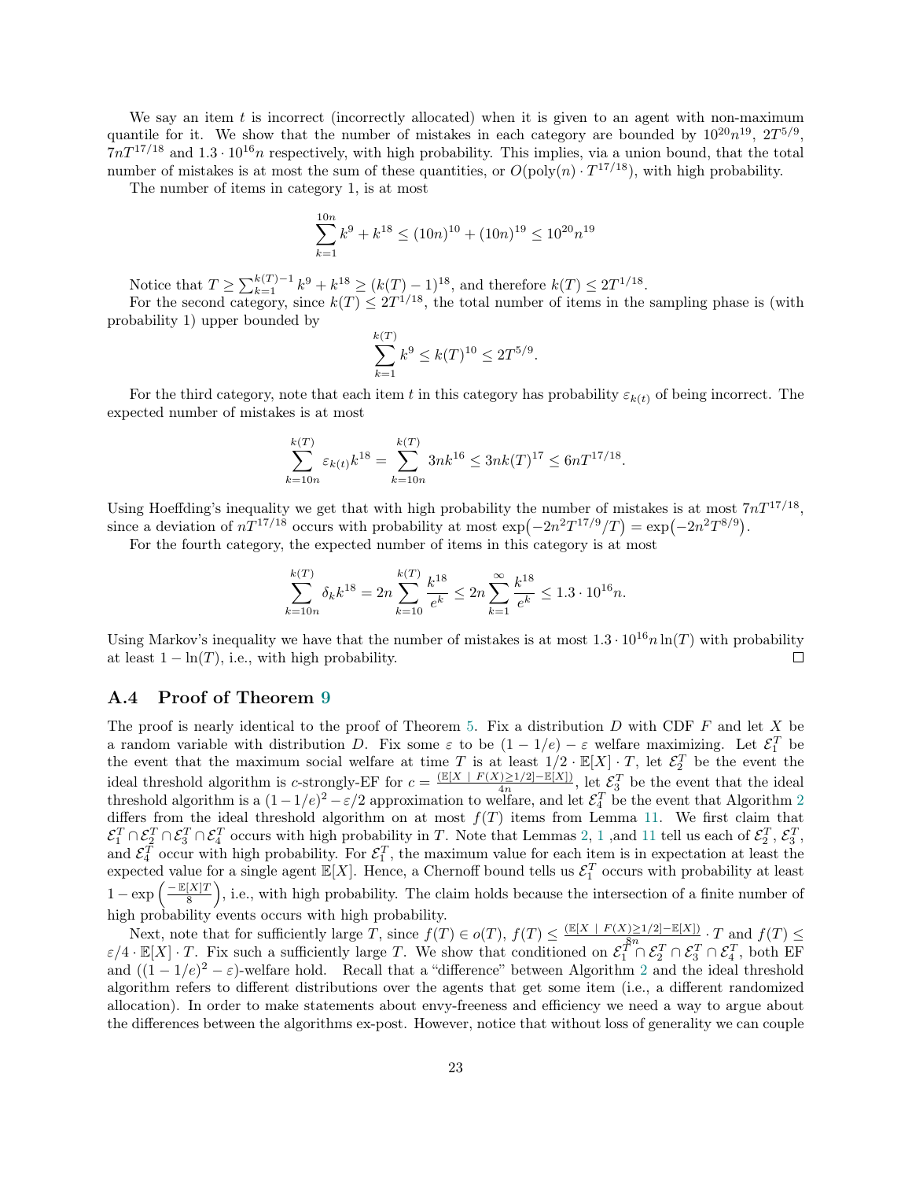We say an item $t$ is incorrect (incorrectly allocated) when it is given to an agent with non-maximum quantile for it. We show that the number of mistakes in each category are bounded by $10^{20}n^{19}$, $2T^{5/9}$, $7nT^{17/18}$ and $1.3 \cdot 10^{16}n$ respectively, with high probability. This implies, via a union bound, that the total number of mistakes is at most the sum of these quantities, or $O(\text{poly}(n) \cdot T^{17/18})$, with high probability.

The number of items in category 1, is at most

$$\sum_{k=1}^{10n} k^9 + k^{18} \leq (10n)^{10} + (10n)^{19} \leq 10^{20}n^{19}$$

Notice that $T \geq \sum_{k=1}^{k(T)-1} k^9 + k^{18} \geq (k(T)-1)^{18}$, and therefore $k(T) \leq 2T^{1/18}$.

For the second category, since $k(T) \leq 2T^{1/18}$, the total number of items in the sampling phase is (with probability 1) upper bounded by

$$\sum_{k=1}^{k(T)} k^9 \leq k(T)^{10} \leq 2T^{5/9}.$$

For the third category, note that each item $t$ in this category has probability $\varepsilon_{k(t)}$ of being incorrect. The expected number of mistakes is at most

$$\sum_{k=10n}^{k(T)} \varepsilon_{k(t)} k^{18} = \sum_{k=10n}^{k(T)} 3nk^{16} \leq 3nk(T)^{17} \leq 6nT^{17/18}.$$

Using Hoeffding's inequality we get that with high probability the number of mistakes is at most $7nT^{17/18}$, since a deviation of $nT^{17/18}$ occurs with probability at most $\exp\left(-2n^2T^{17/9}/T\right) = \exp\left(-2n^2T^{8/9}\right)$.

For the fourth category, the expected number of items in this category is at most

$$\sum_{k=10n}^{k(T)} \delta_k k^{18} = 2n \sum_{k=10}^{k(T)} \frac{k^{18}}{e^k} \leq 2n \sum_{k=1}^{\infty} \frac{k^{18}}{e^k} \leq 1.3 \cdot 10^{16}n.$$

Using Markov's inequality we have that the number of mistakes is at most $1.3 \cdot 10^{16}n\ln(T)$ with probability at least $1 - \ln(T)$, i.e., with high probability. □

### A.4 Proof of Theorem 9

The proof is nearly identical to the proof of Theorem 5. Fix a distribution $D$ with CDF $F$ and let $X$ be a random variable with distribution $D$. Fix some $\varepsilon$ to be $(1-1/e) - \varepsilon$ welfare maximizing. Let $\mathcal{E}_1^T$ be the event that the maximum social welfare at time $T$ is at least $1/2 \cdot \mathbb{E}[X] \cdot T$, let $\mathcal{E}_2^T$ be the event the ideal threshold algorithm is $c$-strongly-EF for $c = \frac{(\mathbb{E}[X \mid F(X) \geq 1/2] - \mathbb{E}[X])}{4n}$, let $\mathcal{E}_3^T$ be the event that the ideal threshold algorithm is a $(1-1/e)^2 - \varepsilon/2$ approximation to welfare, and let $\mathcal{E}_4^T$ be the event that Algorithm 2 differs from the ideal threshold algorithm on at most $f(T)$ items from Lemma 11. We first claim that $\mathcal{E}_1^T \cap \mathcal{E}_2^T \cap \mathcal{E}_3^T \cap \mathcal{E}_4^T$ occurs with high probability in $T$. Note that Lemmas 2, 1 ,and 11 tell us each of $\mathcal{E}_2^T$, $\mathcal{E}_3^T$, and $\mathcal{E}_4^T$ occur with high probability. For $\mathcal{E}_1^T$, the maximum value for each item is in expectation at least the expected value for a single agent $\mathbb{E}[X]$. Hence, a Chernoff bound tells us $\mathcal{E}_1^T$ occurs with probability at least $1 - \exp\left(\frac{-\mathbb{E}[X]T}{8}\right)$, i.e., with high probability. The claim holds because the intersection of a finite number of high probability events occurs with high probability.

Next, note that for sufficiently large $T$, since $f(T) \in o(T)$, $f(T) \leq \frac{(\mathbb{E}[X \mid F(X) \geq 1/2] - \mathbb{E}[X])}{8n} \cdot T$ and $f(T) \leq \varepsilon/4 \cdot \mathbb{E}[X] \cdot T$. Fix such a sufficiently large $T$. We show that conditioned on $\mathcal{E}_1^T \cap \mathcal{E}_2^T \cap \mathcal{E}_3^T \cap \mathcal{E}_4^T$, both EF and $((1-1/e)^2 - \varepsilon)$-welfare hold. Recall that a "difference" between Algorithm 2 and the ideal threshold algorithm refers to different distributions over the agents that get some item (i.e., a different randomized allocation). In order to make statements about envy-freeness and efficiency we need a way to argue about the differences between the algorithms ex-post. However, notice that without loss of generality we can couple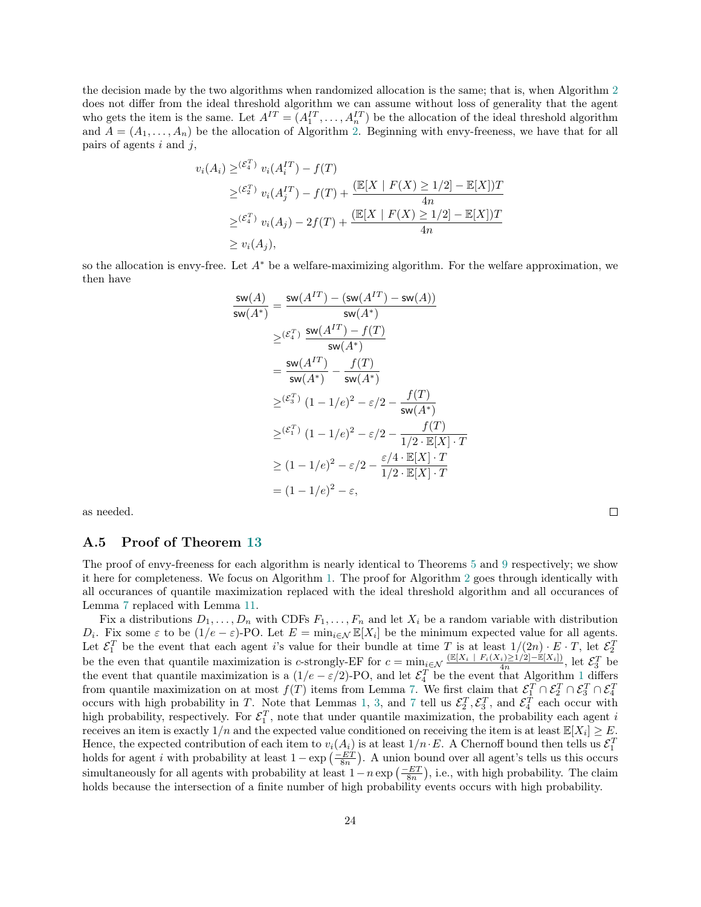the decision made by the two algorithms when randomized allocation is the same; that is, when Algorithm 2 does not differ from the ideal threshold algorithm we can assume without loss of generality that the agent who gets the item is the same. Let $A^{IT} = (A_1^{IT}, \dots, A_n^{IT})$ be the allocation of the ideal threshold algorithm and $A = (A_1, \dots, A_n)$ be the allocation of Algorithm 2. Beginning with envy-freeness, we have that for all pairs of agents $i$ and $j$,

$$
\begin{aligned}
v_i(A_i) &\geq^{(\mathcal{E}_4^T)} v_i(A_i^{IT}) - f(T) \\
&\geq^{(\mathcal{E}_2^T)} v_i(A_j^{IT}) - f(T) + \frac{(\mathbb{E}[X \mid F(X) \geq 1/2] - \mathbb{E}[X])T}{4n} \\
&\geq^{(\mathcal{E}_4^T)} v_i(A_j) - 2f(T) + \frac{(\mathbb{E}[X \mid F(X) \geq 1/2] - \mathbb{E}[X])T}{4n} \\
&\geq v_i(A_j),
\end{aligned}
$$

so the allocation is envy-free. Let $A^*$ be a welfare-maximizing algorithm. For the welfare approximation, we then have

$$
\begin{aligned}
\frac{\mathsf{sw}(A)}{\mathsf{sw}(A^*)} &= \frac{\mathsf{sw}(A^{IT}) - (\mathsf{sw}(A^{IT}) - \mathsf{sw}(A))}{\mathsf{sw}(A^*)} \\
&\geq^{(\mathcal{E}_4^T)} \frac{\mathsf{sw}(A^{IT}) - f(T)}{\mathsf{sw}(A^*)} \\
&= \frac{\mathsf{sw}(A^{IT})}{\mathsf{sw}(A^*)} - \frac{f(T)}{\mathsf{sw}(A^*)} \\
&\geq^{(\mathcal{E}_3^T)} (1 - 1/e)^2 - \varepsilon/2 - \frac{f(T)}{\mathsf{sw}(A^*)} \\
&\geq^{(\mathcal{E}_1^T)} (1 - 1/e)^2 - \varepsilon/2 - \frac{f(T)}{1/2 \cdot \mathbb{E}[X] \cdot T} \\
&\geq (1 - 1/e)^2 - \varepsilon/2 - \frac{\varepsilon/4 \cdot \mathbb{E}[X] \cdot T}{1/2 \cdot \mathbb{E}[X] \cdot T} \\
&= (1 - 1/e)^2 - \varepsilon,
\end{aligned}
$$

as needed. □

### A.5 Proof of Theorem 13

The proof of envy-freeness for each algorithm is nearly identical to Theorems 5 and 9 respectively; we show it here for completeness. We focus on Algorithm 1. The proof for Algorithm 2 goes through identically with all occurances of quantile maximization replaced with the ideal threshold algorithm and all occurances of Lemma 7 replaced with Lemma 11.

Fix a distributions $D_1, \dots, D_n$ with CDFs $F_1, \dots, F_n$ and let $X_i$ be a random variable with distribution $D_i$. Fix some $\varepsilon$ to be $(1/e - \varepsilon)$-PO. Let $E = \min_{i \in \mathcal{N}} \mathbb{E}[X_i]$ be the minimum expected value for all agents. Let $\mathcal{E}_1^T$ be the event that each agent $i$'s value for their bundle at time $T$ is at least $1/(2n) \cdot E \cdot T$, let $\mathcal{E}_2^T$ be the even that quantile maximization is $c$-strongly-EF for $c = \min_{i \in \mathcal{N}} \frac{(\mathbb{E}[X_i \mid F_i(X_i) \geq 1/2] - \mathbb{E}[X_i])}{4n}$, let $\mathcal{E}_3^T$ be the event that quantile maximization is a $(1/e - \varepsilon/2)$-PO, and let $\mathcal{E}_4^T$ be the event that Algorithm 1 differs from quantile maximization on at most $f(T)$ items from Lemma 7. We first claim that $\mathcal{E}_1^T \cap \mathcal{E}_2^T \cap \mathcal{E}_3^T \cap \mathcal{E}_4^T$ occurs with high probability in $T$. Note that Lemmas 1, 3, and 7 tell us $\mathcal{E}_2^T, \mathcal{E}_3^T$, and $\mathcal{E}_4^T$ each occur with high probability, respectively. For $\mathcal{E}_1^T$, note that under quantile maximization, the probability each agent $i$ receives an item is exactly $1/n$ and the expected value conditioned on receiving the item is at least $\mathbb{E}[X_i] \geq E$. Hence, the expected contribution of each item to $v_i(A_i)$ is at least $1/n \cdot E$. A Chernoff bound then tells us $\mathcal{E}_1^T$ holds for agent $i$ with probability at least $1 - \exp\left(\frac{-ET}{8n}\right)$. A union bound over all agent's tells us this occurs simultaneously for all agents with probability at least $1 - n\exp\left(\frac{-ET}{8n}\right)$, i.e., with high probability. The claim holds because the intersection of a finite number of high probability events occurs with high probability.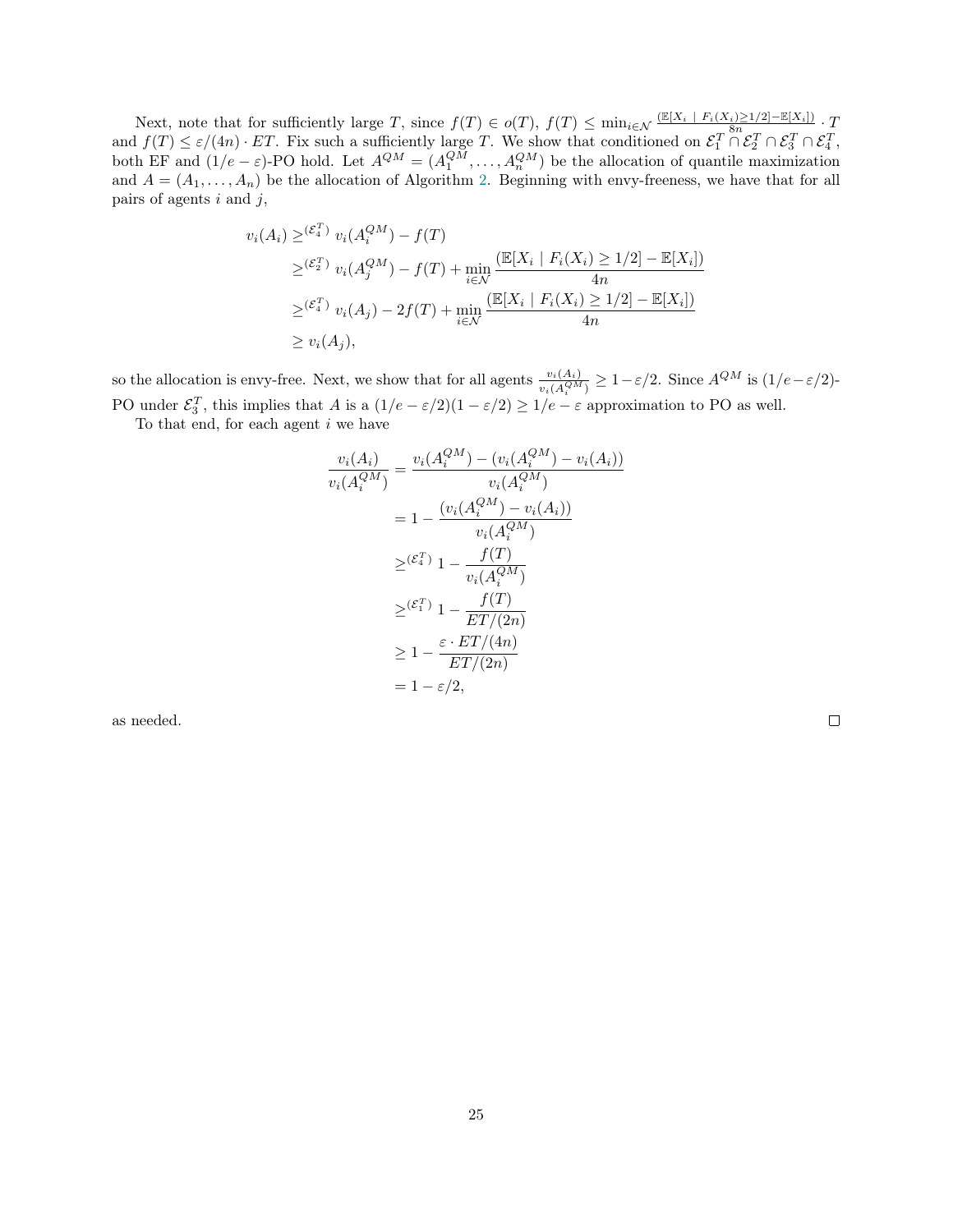Next, note that for sufficiently large $T$, since $f(T) \in o(T)$, $f(T) \leq \min_{i \in \mathcal{N}} \frac{(\mathbb{E}[X_i \mid F_i(X_i) \geq 1/2] - \mathbb{E}[X_i])}{8n} \cdot T$ and $f(T) \leq \varepsilon/(4n) \cdot ET$. Fix such a sufficiently large $T$. We show that conditioned on $\mathcal{E}_1^T \cap \mathcal{E}_2^T \cap \mathcal{E}_3^T \cap \mathcal{E}_4^T$, both EF and $(1/e - \varepsilon)$-PO hold. Let $A^{QM} = (A_1^{QM}, \ldots, A_n^{QM})$ be the allocation of quantile maximization and $A = (A_1, \ldots, A_n)$ be the allocation of Algorithm 2. Beginning with envy-freeness, we have that for all pairs of agents $i$ and $j$,

$$
\begin{aligned}
v_i(A_i) &\geq^{(\mathcal{E}_4^T)} v_i(A_i^{QM}) - f(T) \\
&\geq^{(\mathcal{E}_2^T)} v_i(A_j^{QM}) - f(T) + \min_{i \in \mathcal{N}} \frac{(\mathbb{E}[X_i \mid F_i(X_i) \geq 1/2] - \mathbb{E}[X_i])}{4n} \\
&\geq^{(\mathcal{E}_4^T)} v_i(A_j) - 2f(T) + \min_{i \in \mathcal{N}} \frac{(\mathbb{E}[X_i \mid F_i(X_i) \geq 1/2] - \mathbb{E}[X_i])}{4n} \\
&\geq v_i(A_j),
\end{aligned}
$$

so the allocation is envy-free. Next, we show that for all agents $\frac{v_i(A_i)}{v_i(A_i^{QM})} \geq 1 - \varepsilon/2$. Since $A^{QM}$ is $(1/e - \varepsilon/2)$-PO under $\mathcal{E}_3^T$, this implies that $A$ is a $(1/e - \varepsilon/2)(1 - \varepsilon/2) \geq 1/e - \varepsilon$ approximation to PO as well.

To that end, for each agent $i$ we have

$$
\begin{aligned}
\frac{v_i(A_i)}{v_i(A_i^{QM})} &= \frac{v_i(A_i^{QM}) - (v_i(A_i^{QM}) - v_i(A_i))}{v_i(A_i^{QM})} \\
&= 1 - \frac{(v_i(A_i^{QM}) - v_i(A_i))}{v_i(A_i^{QM})} \\
&\geq^{(\mathcal{E}_4^T)} 1 - \frac{f(T)}{v_i(A_i^{QM})} \\
&\geq^{(\mathcal{E}_1^T)} 1 - \frac{f(T)}{ET/(2n)} \\
&\geq 1 - \frac{\varepsilon \cdot ET/(4n)}{ET/(2n)} \\
&= 1 - \varepsilon/2,
\end{aligned}
$$

as needed. $\square$